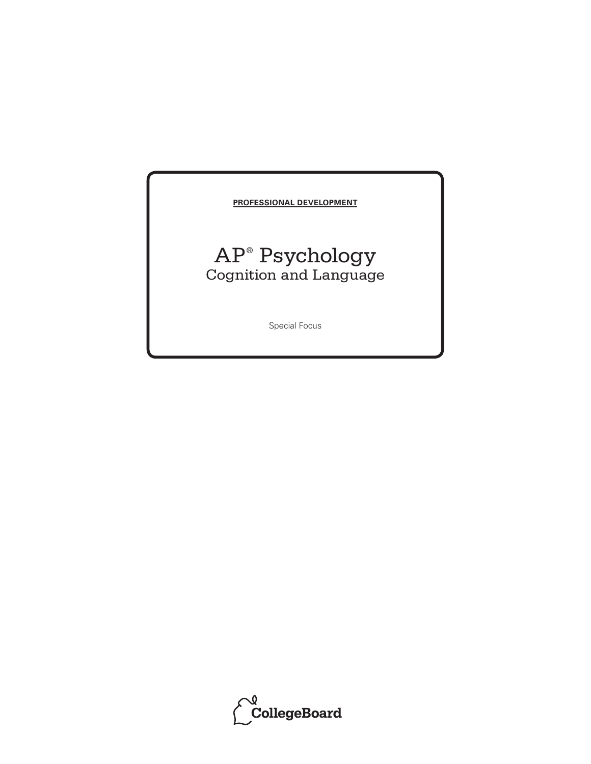**PROFESSIONAL DEVELOPMENT**

# AP® Psychology
## Cognition and Language

Special Focus

CollegeBoard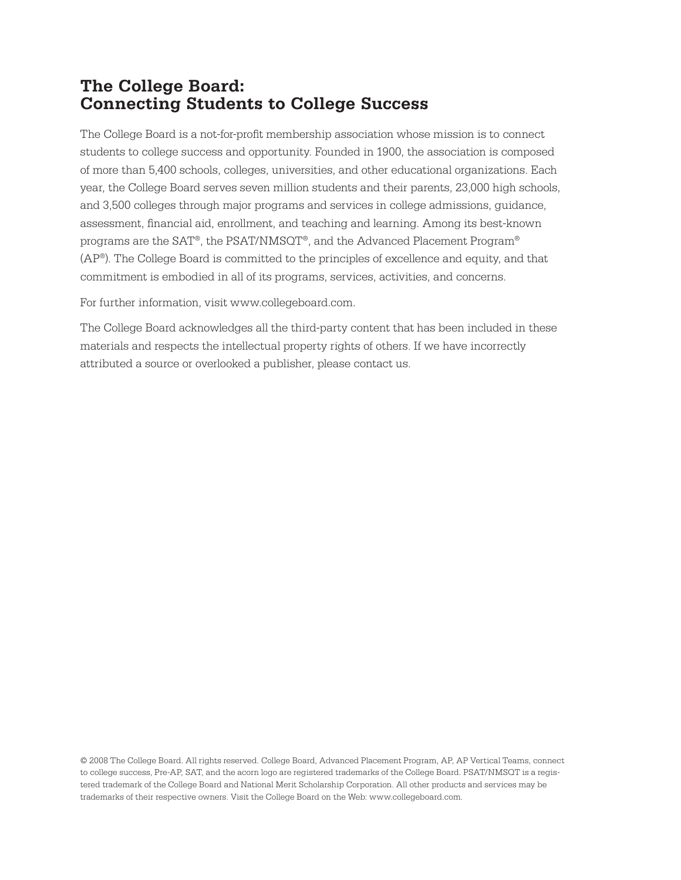## The College Board: Connecting Students to College Success

The College Board is a not-for-profit membership association whose mission is to connect students to college success and opportunity. Founded in 1900, the association is composed of more than 5,400 schools, colleges, universities, and other educational organizations. Each year, the College Board serves seven million students and their parents, 23,000 high schools, and 3,500 colleges through major programs and services in college admissions, guidance, assessment, financial aid, enrollment, and teaching and learning. Among its best-known programs are the SAT®, the PSAT/NMSQT®, and the Advanced Placement Program® (AP®). The College Board is committed to the principles of excellence and equity, and that commitment is embodied in all of its programs, services, activities, and concerns.

For further information, visit www.collegeboard.com.

The College Board acknowledges all the third-party content that has been included in these materials and respects the intellectual property rights of others. If we have incorrectly attributed a source or overlooked a publisher, please contact us.

© 2008 The College Board. All rights reserved. College Board, Advanced Placement Program, AP, AP Vertical Teams, connect to college success, Pre-AP, SAT, and the acorn logo are registered trademarks of the College Board. PSAT/NMSQT is a registered trademark of the College Board and National Merit Scholarship Corporation. All other products and services may be trademarks of their respective owners. Visit the College Board on the Web: www.collegeboard.com.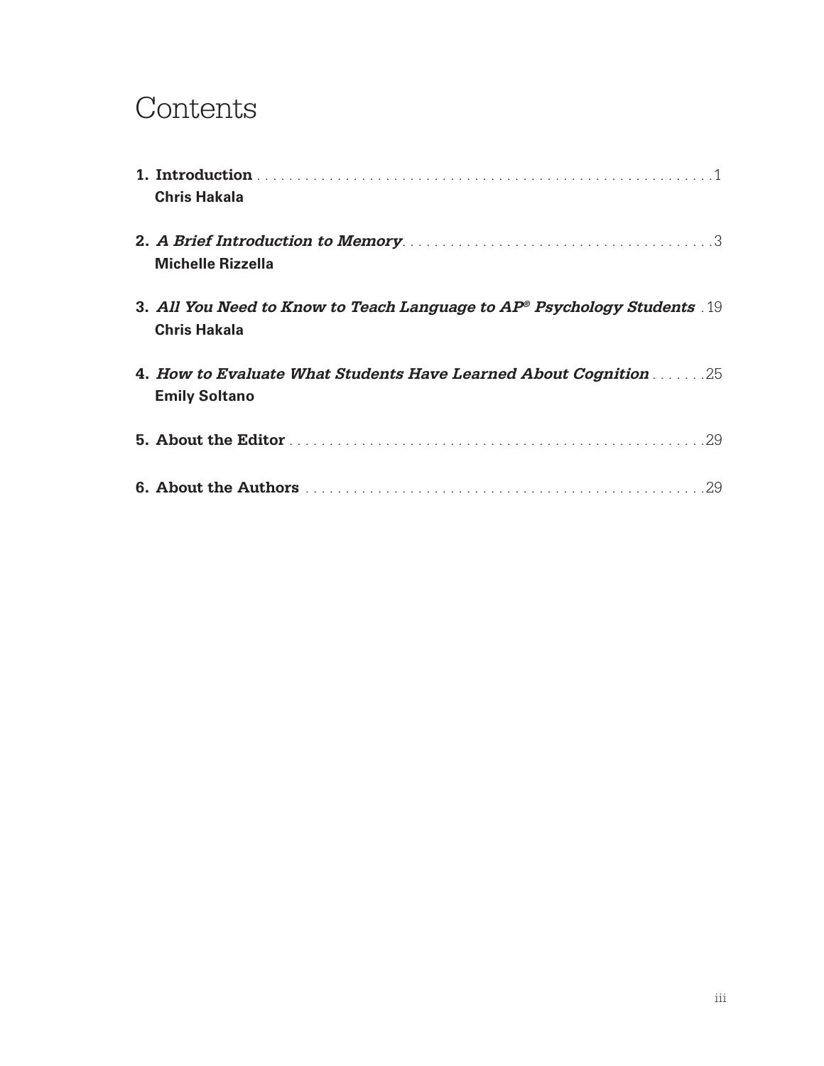# Contents

1. **Introduction** ........................................................................ 1
   **Chris Hakala**

2. ***A Brief Introduction to Memory*** ........................................ 3
   **Michelle Rizzella**

3. ***All You Need to Know to Teach Language to AP® Psychology Students*** . 19
   **Chris Hakala**

4. ***How to Evaluate What Students Have Learned About Cognition*** ....... 25
   **Emily Soltano**

5. **About the Editor** ............................................................. 29

6. **About the Authors** ........................................................... 29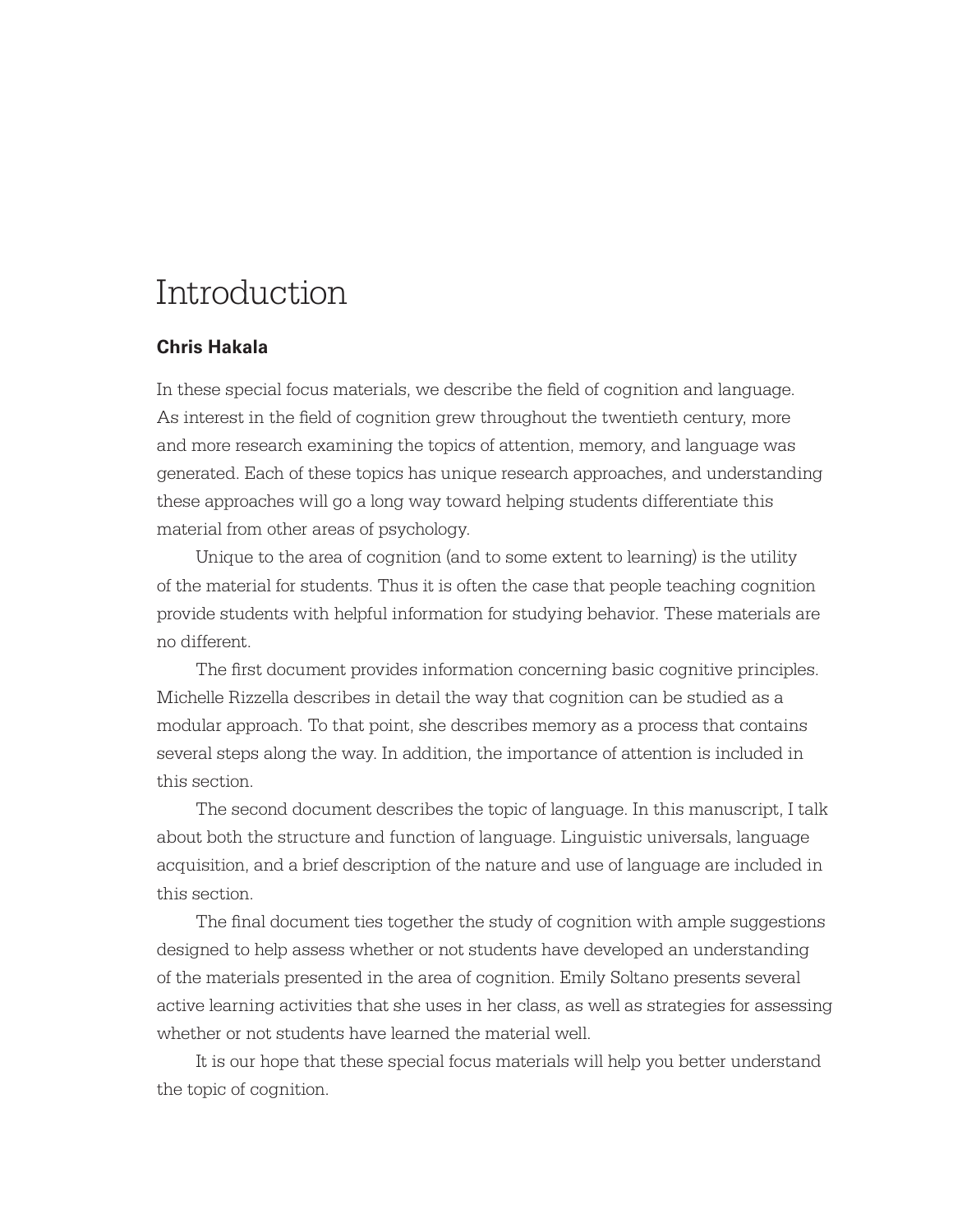# Introduction

**Chris Hakala**

In these special focus materials, we describe the field of cognition and language. As interest in the field of cognition grew throughout the twentieth century, more and more research examining the topics of attention, memory, and language was generated. Each of these topics has unique research approaches, and understanding these approaches will go a long way toward helping students differentiate this material from other areas of psychology.

Unique to the area of cognition (and to some extent to learning) is the utility of the material for students. Thus it is often the case that people teaching cognition provide students with helpful information for studying behavior. These materials are no different.

The first document provides information concerning basic cognitive principles. Michelle Rizzella describes in detail the way that cognition can be studied as a modular approach. To that point, she describes memory as a process that contains several steps along the way. In addition, the importance of attention is included in this section.

The second document describes the topic of language. In this manuscript, I talk about both the structure and function of language. Linguistic universals, language acquisition, and a brief description of the nature and use of language are included in this section.

The final document ties together the study of cognition with ample suggestions designed to help assess whether or not students have developed an understanding of the materials presented in the area of cognition. Emily Soltano presents several active learning activities that she uses in her class, as well as strategies for assessing whether or not students have learned the material well.

It is our hope that these special focus materials will help you better understand the topic of cognition.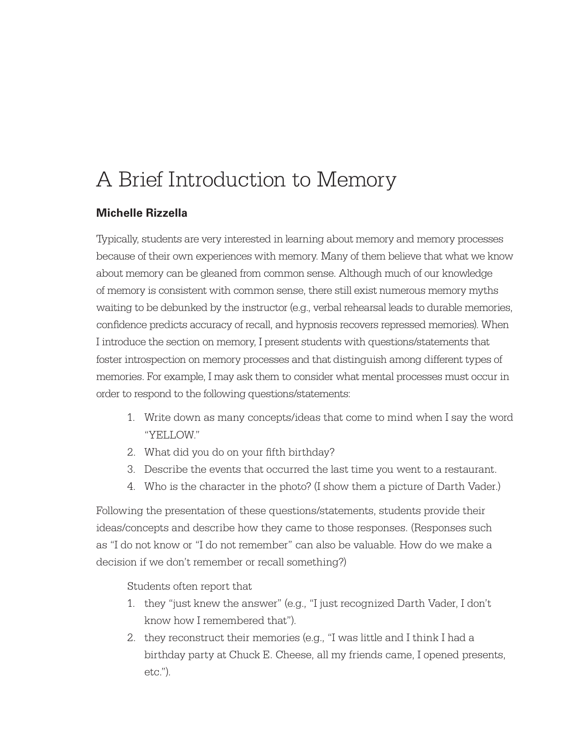# A Brief Introduction to Memory

**Michelle Rizzella**

Typically, students are very interested in learning about memory and memory processes because of their own experiences with memory. Many of them believe that what we know about memory can be gleaned from common sense. Although much of our knowledge of memory is consistent with common sense, there still exist numerous memory myths waiting to be debunked by the instructor (e.g., verbal rehearsal leads to durable memories, confidence predicts accuracy of recall, and hypnosis recovers repressed memories). When I introduce the section on memory, I present students with questions/statements that foster introspection on memory processes and that distinguish among different types of memories. For example, I may ask them to consider what mental processes must occur in order to respond to the following questions/statements:

1. Write down as many concepts/ideas that come to mind when I say the word "YELLOW."
2. What did you do on your fifth birthday?
3. Describe the events that occurred the last time you went to a restaurant.
4. Who is the character in the photo? (I show them a picture of Darth Vader.)

Following the presentation of these questions/statements, students provide their ideas/concepts and describe how they came to those responses. (Responses such as "I do not know or "I do not remember" can also be valuable. How do we make a decision if we don't remember or recall something?)

Students often report that

1. they "just knew the answer" (e.g., "I just recognized Darth Vader, I don't know how I remembered that").
2. they reconstruct their memories (e.g., "I was little and I think I had a birthday party at Chuck E. Cheese, all my friends came, I opened presents, etc.").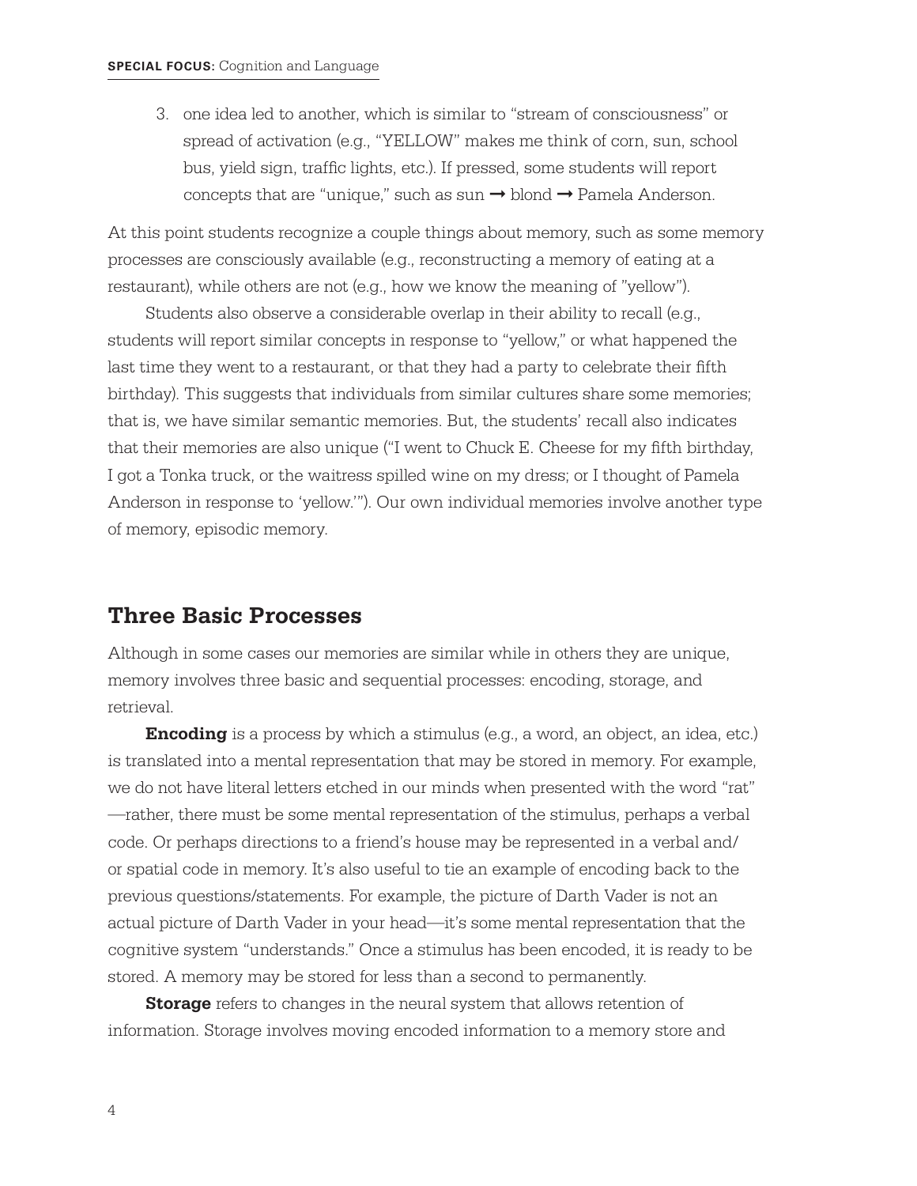3. one idea led to another, which is similar to "stream of consciousness" or spread of activation (e.g., "YELLOW" makes me think of corn, sun, school bus, yield sign, traffic lights, etc.). If pressed, some students will report concepts that are "unique," such as sun → blond → Pamela Anderson.

At this point students recognize a couple things about memory, such as some memory processes are consciously available (e.g., reconstructing a memory of eating at a restaurant), while others are not (e.g., how we know the meaning of "yellow").

Students also observe a considerable overlap in their ability to recall (e.g., students will report similar concepts in response to "yellow," or what happened the last time they went to a restaurant, or that they had a party to celebrate their fifth birthday). This suggests that individuals from similar cultures share some memories; that is, we have similar semantic memories. But, the students' recall also indicates that their memories are also unique ("I went to Chuck E. Cheese for my fifth birthday, I got a Tonka truck, or the waitress spilled wine on my dress; or I thought of Pamela Anderson in response to 'yellow.'"). Our own individual memories involve another type of memory, episodic memory.

## Three Basic Processes

Although in some cases our memories are similar while in others they are unique, memory involves three basic and sequential processes: encoding, storage, and retrieval.

**Encoding** is a process by which a stimulus (e.g., a word, an object, an idea, etc.) is translated into a mental representation that may be stored in memory. For example, we do not have literal letters etched in our minds when presented with the word "rat" —rather, there must be some mental representation of the stimulus, perhaps a verbal code. Or perhaps directions to a friend's house may be represented in a verbal and/or spatial code in memory. It's also useful to tie an example of encoding back to the previous questions/statements. For example, the picture of Darth Vader is not an actual picture of Darth Vader in your head—it's some mental representation that the cognitive system "understands." Once a stimulus has been encoded, it is ready to be stored. A memory may be stored for less than a second to permanently.

**Storage** refers to changes in the neural system that allows retention of information. Storage involves moving encoded information to a memory store and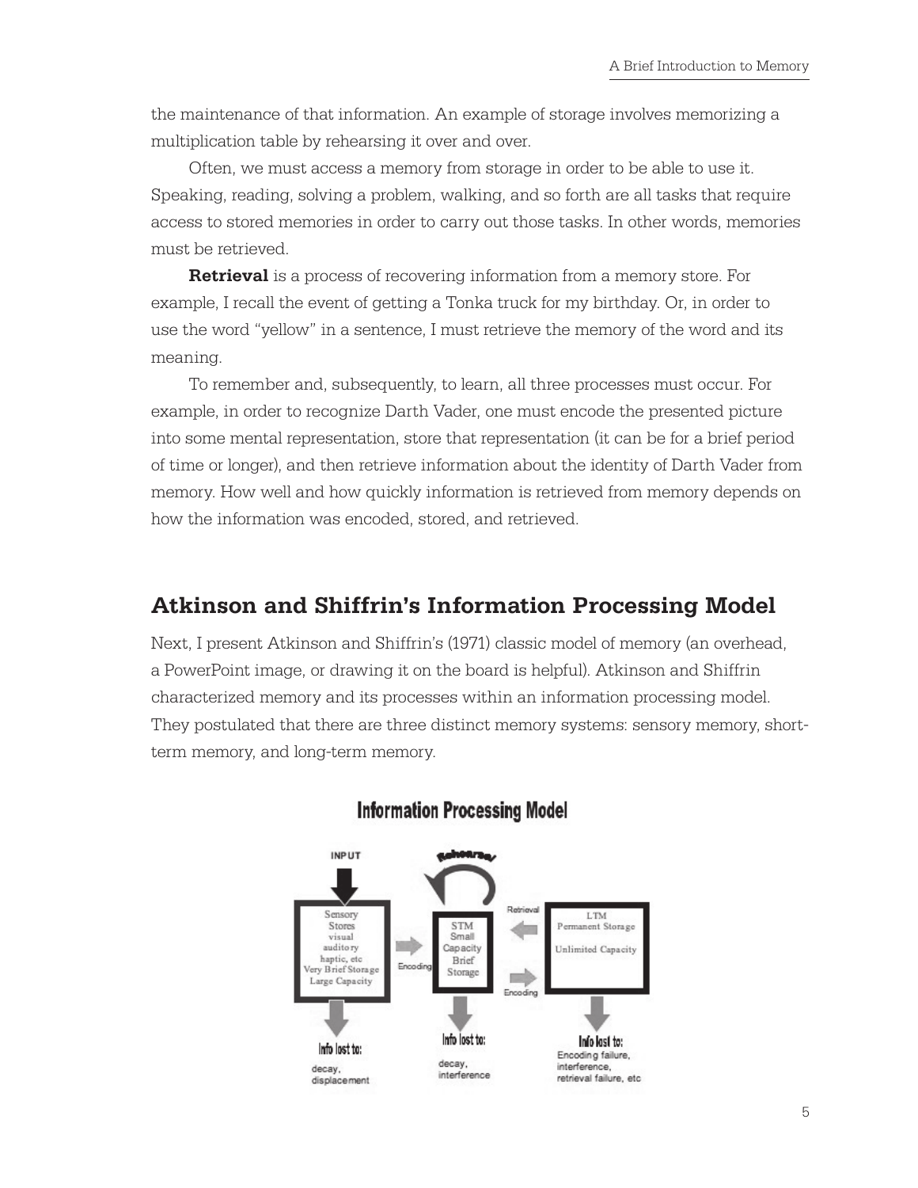the maintenance of that information. An example of storage involves memorizing a multiplication table by rehearsing it over and over.

Often, we must access a memory from storage in order to be able to use it. Speaking, reading, solving a problem, walking, and so forth are all tasks that require access to stored memories in order to carry out those tasks. In other words, memories must be retrieved.

**Retrieval** is a process of recovering information from a memory store. For example, I recall the event of getting a Tonka truck for my birthday. Or, in order to use the word "yellow" in a sentence, I must retrieve the memory of the word and its meaning.

To remember and, subsequently, to learn, all three processes must occur. For example, in order to recognize Darth Vader, one must encode the presented picture into some mental representation, store that representation (it can be for a brief period of time or longer), and then retrieve information about the identity of Darth Vader from memory. How well and how quickly information is retrieved from memory depends on how the information was encoded, stored, and retrieved.

## Atkinson and Shiffrin's Information Processing Model

Next, I present Atkinson and Shiffrin's (1971) classic model of memory (an overhead, a PowerPoint image, or drawing it on the board is helpful). Atkinson and Shiffrin characterized memory and its processes within an information processing model. They postulated that there are three distinct memory systems: sensory memory, short-term memory, and long-term memory.

**Information Processing Model**

INPUT

Sensory Stores (visual, auditory, haptic, etc) — Very Brief Storage, Large Capacity → Encoding → STM (Small Capacity, Brief Storage; Rehearsal) ⇄ Encoding / Retrieval ⇄ LTM (Permanent Storage, Unlimited Capacity)

Sensory Stores — Info lost to: decay, displacement

STM — Info lost to: decay, interference

LTM — Info lost to: Encoding failure, interference, retrieval failure, etc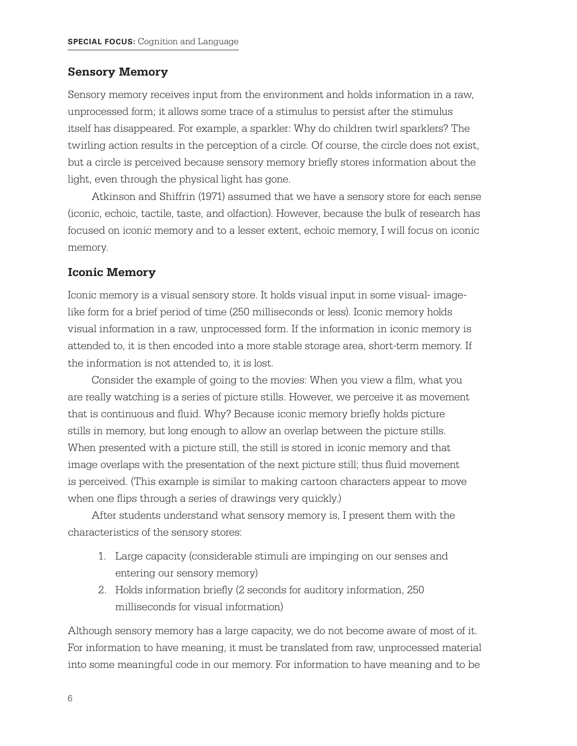## Sensory Memory

Sensory memory receives input from the environment and holds information in a raw, unprocessed form; it allows some trace of a stimulus to persist after the stimulus itself has disappeared. For example, a sparkler: Why do children twirl sparklers? The twirling action results in the perception of a circle. Of course, the circle does not exist, but a circle is perceived because sensory memory briefly stores information about the light, even through the physical light has gone.

Atkinson and Shiffrin (1971) assumed that we have a sensory store for each sense (iconic, echoic, tactile, taste, and olfaction). However, because the bulk of research has focused on iconic memory and to a lesser extent, echoic memory, I will focus on iconic memory.

## Iconic Memory

Iconic memory is a visual sensory store. It holds visual input in some visual- image-like form for a brief period of time (250 milliseconds or less). Iconic memory holds visual information in a raw, unprocessed form. If the information in iconic memory is attended to, it is then encoded into a more stable storage area, short-term memory. If the information is not attended to, it is lost.

Consider the example of going to the movies: When you view a film, what you are really watching is a series of picture stills. However, we perceive it as movement that is continuous and fluid. Why? Because iconic memory briefly holds picture stills in memory, but long enough to allow an overlap between the picture stills. When presented with a picture still, the still is stored in iconic memory and that image overlaps with the presentation of the next picture still; thus fluid movement is perceived. (This example is similar to making cartoon characters appear to move when one flips through a series of drawings very quickly.)

After students understand what sensory memory is, I present them with the characteristics of the sensory stores:

1. Large capacity (considerable stimuli are impinging on our senses and entering our sensory memory)
2. Holds information briefly (2 seconds for auditory information, 250 milliseconds for visual information)

Although sensory memory has a large capacity, we do not become aware of most of it. For information to have meaning, it must be translated from raw, unprocessed material into some meaningful code in our memory. For information to have meaning and to be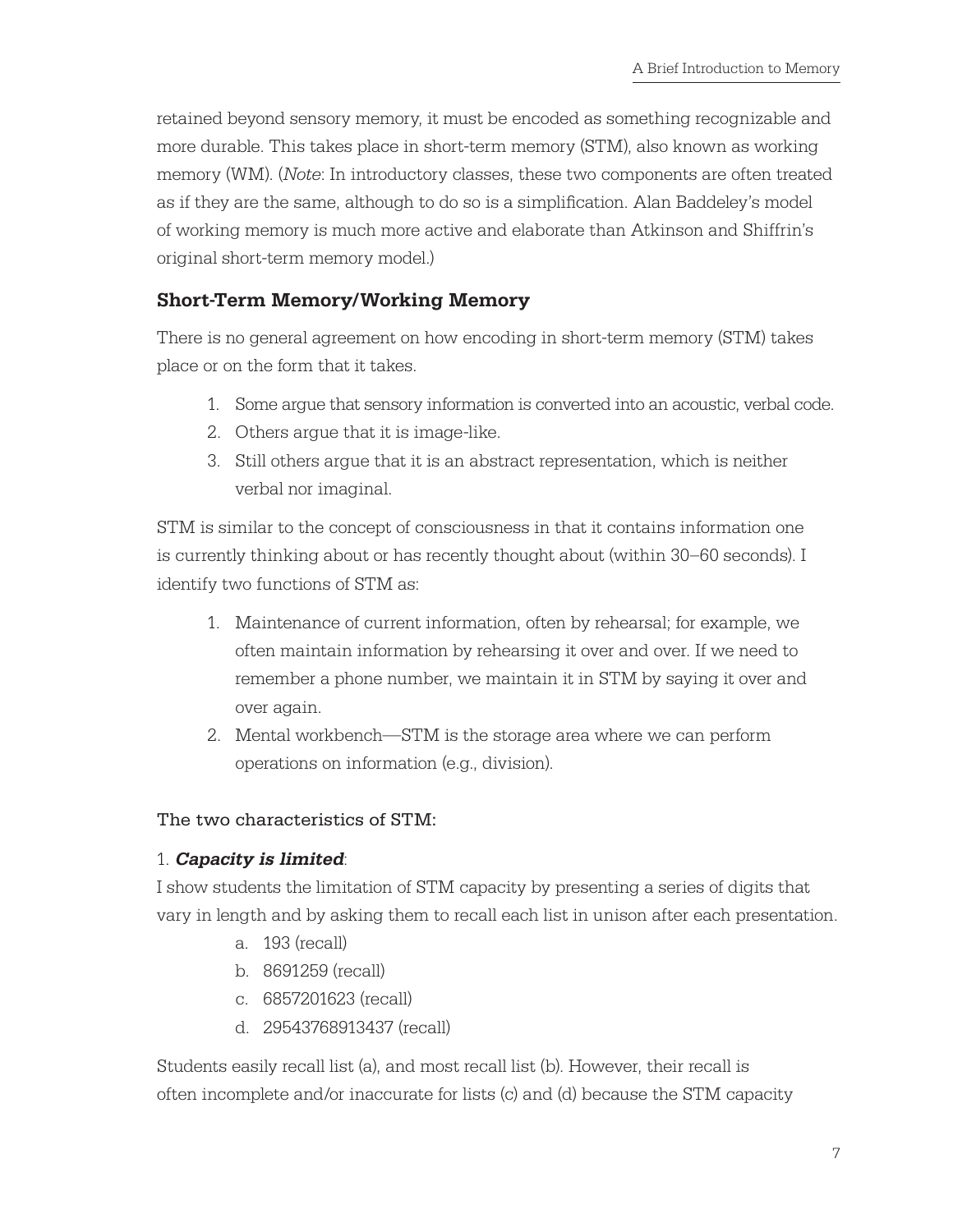retained beyond sensory memory, it must be encoded as something recognizable and more durable. This takes place in short-term memory (STM), also known as working memory (WM). (*Note*: In introductory classes, these two components are often treated as if they are the same, although to do so is a simplification. Alan Baddeley's model of working memory is much more active and elaborate than Atkinson and Shiffrin's original short-term memory model.)

### Short-Term Memory/Working Memory

There is no general agreement on how encoding in short-term memory (STM) takes place or on the form that it takes.

1. Some argue that sensory information is converted into an acoustic, verbal code.
2. Others argue that it is image-like.
3. Still others argue that it is an abstract representation, which is neither verbal nor imaginal.

STM is similar to the concept of consciousness in that it contains information one is currently thinking about or has recently thought about (within 30–60 seconds). I identify two functions of STM as:

1. Maintenance of current information, often by rehearsal; for example, we often maintain information by rehearsing it over and over. If we need to remember a phone number, we maintain it in STM by saying it over and over again.
2. Mental workbench—STM is the storage area where we can perform operations on information (e.g., division).

The two characteristics of STM:

1. ***Capacity is limited***:

I show students the limitation of STM capacity by presenting a series of digits that vary in length and by asking them to recall each list in unison after each presentation.

a. 193 (recall)
b. 8691259 (recall)
c. 6857201623 (recall)
d. 29543768913437 (recall)

Students easily recall list (a), and most recall list (b). However, their recall is often incomplete and/or inaccurate for lists (c) and (d) because the STM capacity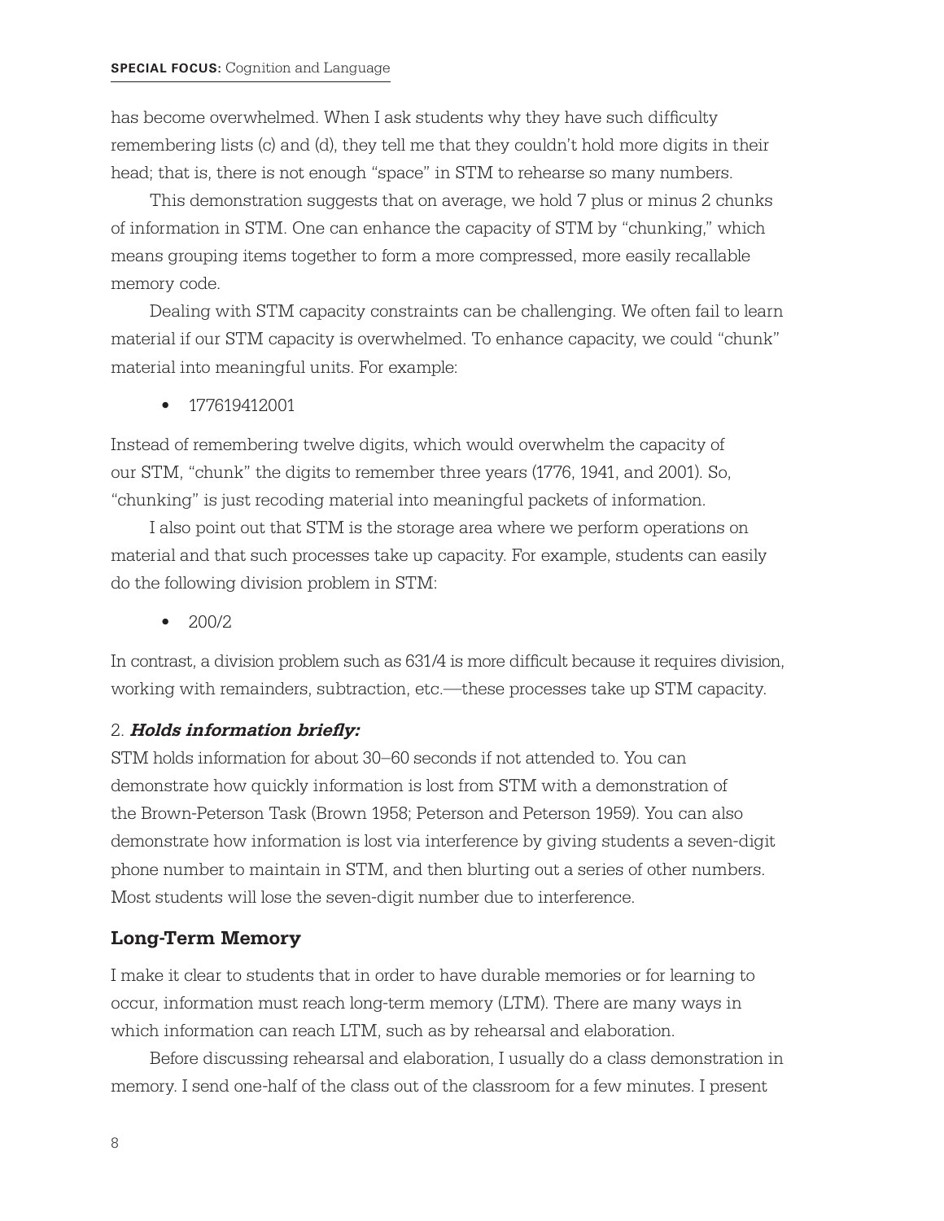has become overwhelmed. When I ask students why they have such difficulty remembering lists (c) and (d), they tell me that they couldn't hold more digits in their head; that is, there is not enough "space" in STM to rehearse so many numbers.

This demonstration suggests that on average, we hold 7 plus or minus 2 chunks of information in STM. One can enhance the capacity of STM by "chunking," which means grouping items together to form a more compressed, more easily recallable memory code.

Dealing with STM capacity constraints can be challenging. We often fail to learn material if our STM capacity is overwhelmed. To enhance capacity, we could "chunk" material into meaningful units. For example:

- 177619412001

Instead of remembering twelve digits, which would overwhelm the capacity of our STM, "chunk" the digits to remember three years (1776, 1941, and 2001). So, "chunking" is just recoding material into meaningful packets of information.

I also point out that STM is the storage area where we perform operations on material and that such processes take up capacity. For example, students can easily do the following division problem in STM:

- 200/2

In contrast, a division problem such as 631/4 is more difficult because it requires division, working with remainders, subtraction, etc.—these processes take up STM capacity.

2. ***Holds information briefly:***
STM holds information for about 30–60 seconds if not attended to. You can demonstrate how quickly information is lost from STM with a demonstration of the Brown-Peterson Task (Brown 1958; Peterson and Peterson 1959). You can also demonstrate how information is lost via interference by giving students a seven-digit phone number to maintain in STM, and then blurting out a series of other numbers. Most students will lose the seven-digit number due to interference.

## Long-Term Memory

I make it clear to students that in order to have durable memories or for learning to occur, information must reach long-term memory (LTM). There are many ways in which information can reach LTM, such as by rehearsal and elaboration.

Before discussing rehearsal and elaboration, I usually do a class demonstration in memory. I send one-half of the class out of the classroom for a few minutes. I present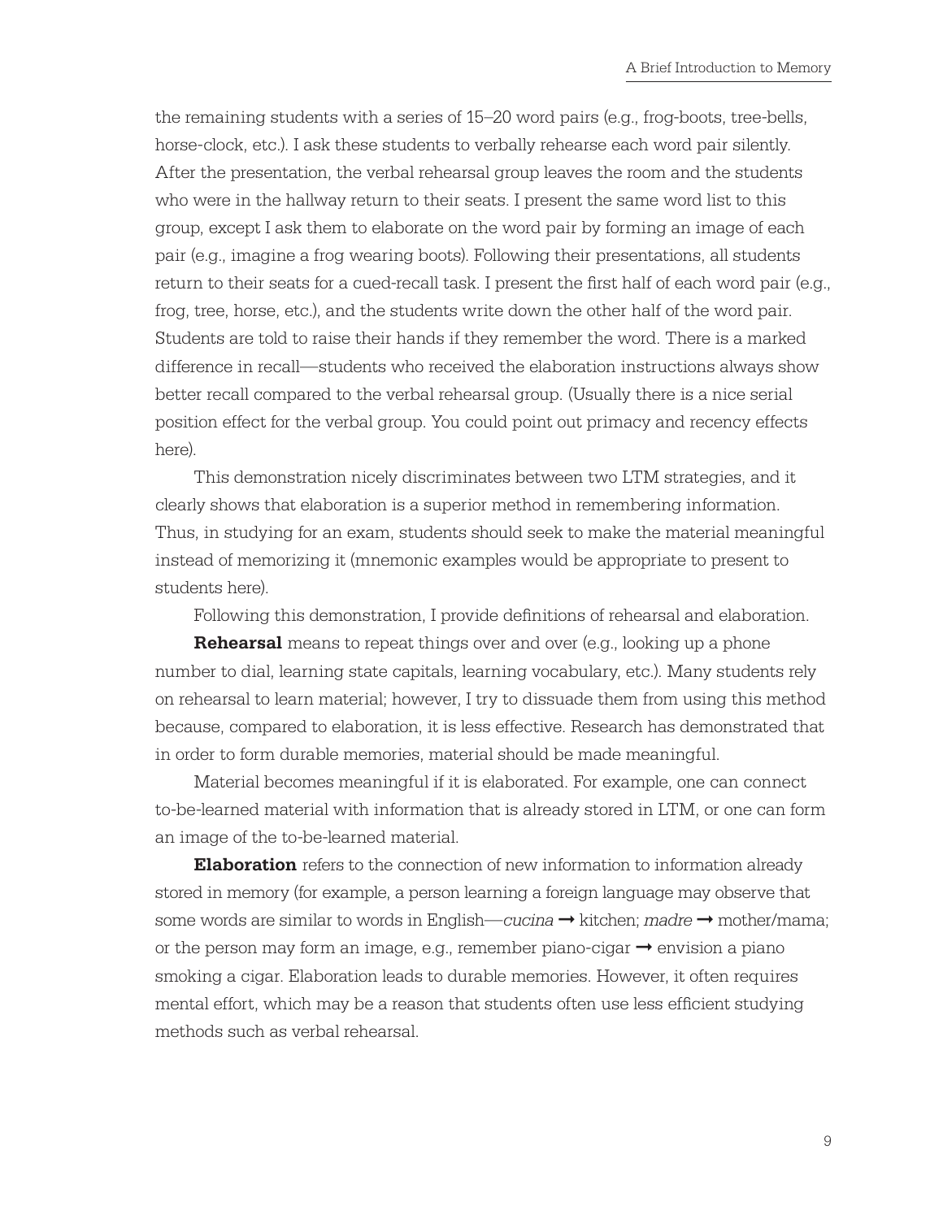the remaining students with a series of 15–20 word pairs (e.g., frog-boots, tree-bells, horse-clock, etc.). I ask these students to verbally rehearse each word pair silently. After the presentation, the verbal rehearsal group leaves the room and the students who were in the hallway return to their seats. I present the same word list to this group, except I ask them to elaborate on the word pair by forming an image of each pair (e.g., imagine a frog wearing boots). Following their presentations, all students return to their seats for a cued-recall task. I present the first half of each word pair (e.g., frog, tree, horse, etc.), and the students write down the other half of the word pair. Students are told to raise their hands if they remember the word. There is a marked difference in recall—students who received the elaboration instructions always show better recall compared to the verbal rehearsal group. (Usually there is a nice serial position effect for the verbal group. You could point out primacy and recency effects here).

This demonstration nicely discriminates between two LTM strategies, and it clearly shows that elaboration is a superior method in remembering information. Thus, in studying for an exam, students should seek to make the material meaningful instead of memorizing it (mnemonic examples would be appropriate to present to students here).

Following this demonstration, I provide definitions of rehearsal and elaboration.

**Rehearsal** means to repeat things over and over (e.g., looking up a phone number to dial, learning state capitals, learning vocabulary, etc.). Many students rely on rehearsal to learn material; however, I try to dissuade them from using this method because, compared to elaboration, it is less effective. Research has demonstrated that in order to form durable memories, material should be made meaningful.

Material becomes meaningful if it is elaborated. For example, one can connect to-be-learned material with information that is already stored in LTM, or one can form an image of the to-be-learned material.

**Elaboration** refers to the connection of new information to information already stored in memory (for example, a person learning a foreign language may observe that some words are similar to words in English—*cucina* → kitchen; *madre* → mother/mama; or the person may form an image, e.g., remember piano-cigar → envision a piano smoking a cigar. Elaboration leads to durable memories. However, it often requires mental effort, which may be a reason that students often use less efficient studying methods such as verbal rehearsal.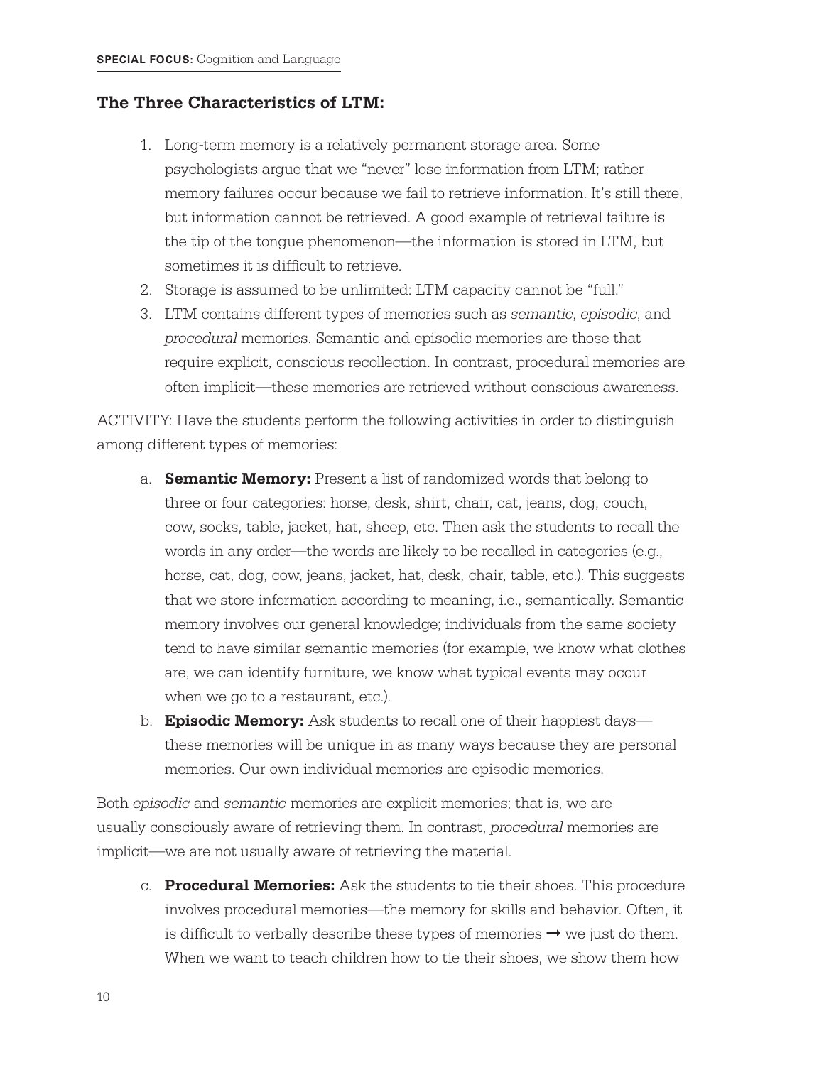### The Three Characteristics of LTM:

1. Long-term memory is a relatively permanent storage area. Some psychologists argue that we "never" lose information from LTM; rather memory failures occur because we fail to retrieve information. It's still there, but information cannot be retrieved. A good example of retrieval failure is the tip of the tongue phenomenon—the information is stored in LTM, but sometimes it is difficult to retrieve.
2. Storage is assumed to be unlimited: LTM capacity cannot be "full."
3. LTM contains different types of memories such as *semantic*, *episodic*, and *procedural* memories. Semantic and episodic memories are those that require explicit, conscious recollection. In contrast, procedural memories are often implicit—these memories are retrieved without conscious awareness.

ACTIVITY: Have the students perform the following activities in order to distinguish among different types of memories:

a. **Semantic Memory:** Present a list of randomized words that belong to three or four categories: horse, desk, shirt, chair, cat, jeans, dog, couch, cow, socks, table, jacket, hat, sheep, etc. Then ask the students to recall the words in any order—the words are likely to be recalled in categories (e.g., horse, cat, dog, cow, jeans, jacket, hat, desk, chair, table, etc.). This suggests that we store information according to meaning, i.e., semantically. Semantic memory involves our general knowledge; individuals from the same society tend to have similar semantic memories (for example, we know what clothes are, we can identify furniture, we know what typical events may occur when we go to a restaurant, etc.).
b. **Episodic Memory:** Ask students to recall one of their happiest days—these memories will be unique in as many ways because they are personal memories. Our own individual memories are episodic memories.

Both *episodic* and *semantic* memories are explicit memories; that is, we are usually consciously aware of retrieving them. In contrast, *procedural* memories are implicit—we are not usually aware of retrieving the material.

c. **Procedural Memories:** Ask the students to tie their shoes. This procedure involves procedural memories—the memory for skills and behavior. Often, it is difficult to verbally describe these types of memories → we just do them. When we want to teach children how to tie their shoes, we show them how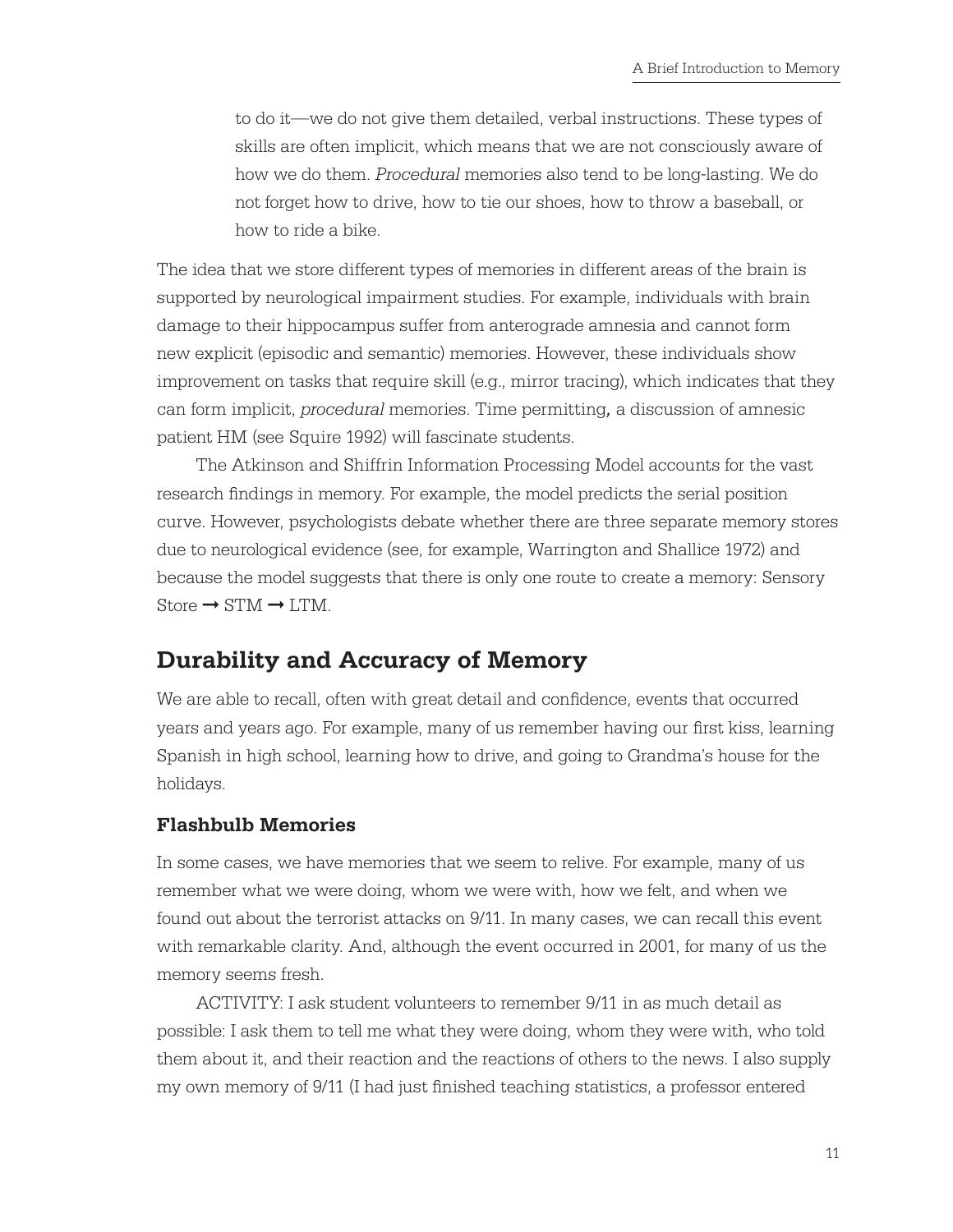to do it—we do not give them detailed, verbal instructions. These types of skills are often implicit, which means that we are not consciously aware of how we do them. *Procedural* memories also tend to be long-lasting. We do not forget how to drive, how to tie our shoes, how to throw a baseball, or how to ride a bike.

The idea that we store different types of memories in different areas of the brain is supported by neurological impairment studies. For example, individuals with brain damage to their hippocampus suffer from anterograde amnesia and cannot form new explicit (episodic and semantic) memories. However, these individuals show improvement on tasks that require skill (e.g., mirror tracing), which indicates that they can form implicit, *procedural* memories. Time permitting, a discussion of amnesic patient HM (see Squire 1992) will fascinate students.

The Atkinson and Shiffrin Information Processing Model accounts for the vast research findings in memory. For example, the model predicts the serial position curve. However, psychologists debate whether there are three separate memory stores due to neurological evidence (see, for example, Warrington and Shallice 1972) and because the model suggests that there is only one route to create a memory: Sensory Store → STM → LTM.

## Durability and Accuracy of Memory

We are able to recall, often with great detail and confidence, events that occurred years and years ago. For example, many of us remember having our first kiss, learning Spanish in high school, learning how to drive, and going to Grandma's house for the holidays.

### Flashbulb Memories

In some cases, we have memories that we seem to relive. For example, many of us remember what we were doing, whom we were with, how we felt, and when we found out about the terrorist attacks on 9/11. In many cases, we can recall this event with remarkable clarity. And, although the event occurred in 2001, for many of us the memory seems fresh.

ACTIVITY: I ask student volunteers to remember 9/11 in as much detail as possible: I ask them to tell me what they were doing, whom they were with, who told them about it, and their reaction and the reactions of others to the news. I also supply my own memory of 9/11 (I had just finished teaching statistics, a professor entered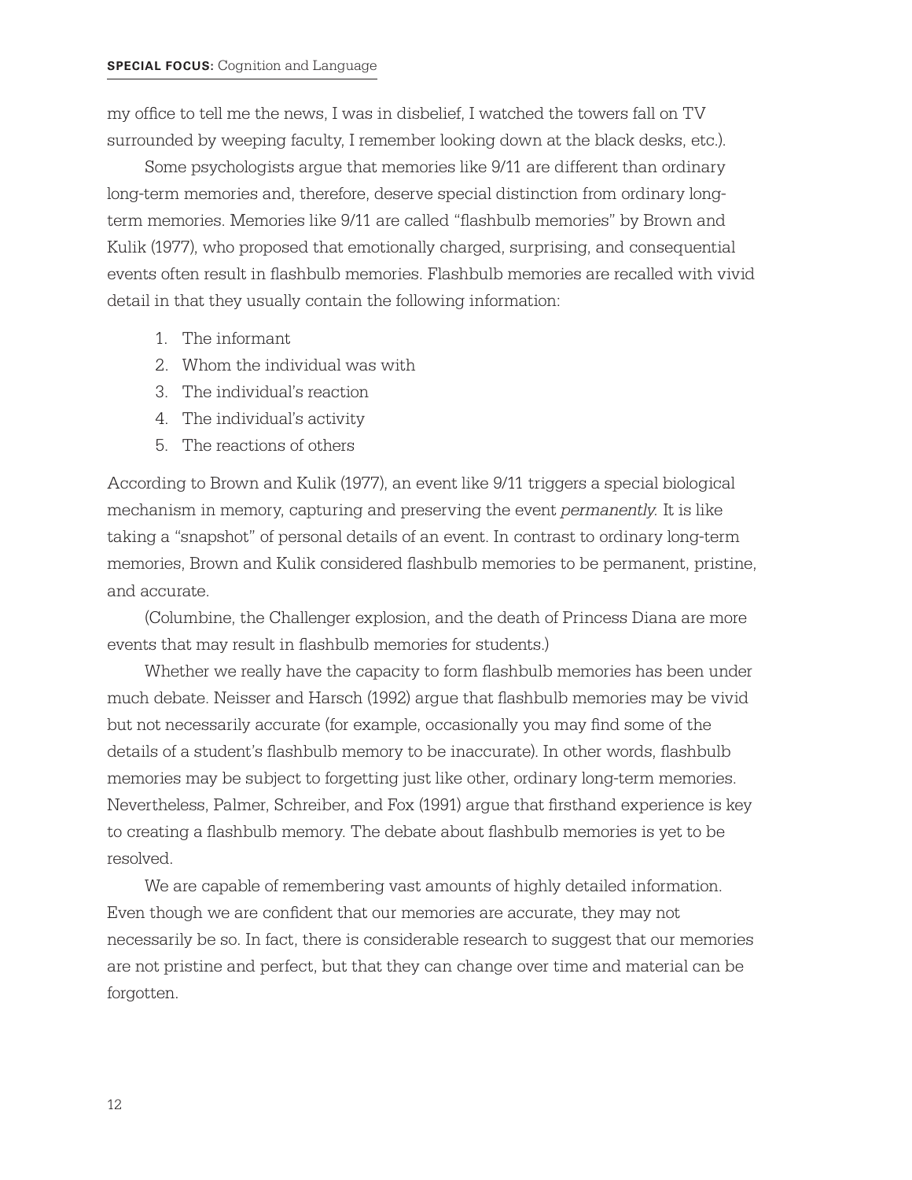my office to tell me the news, I was in disbelief, I watched the towers fall on TV surrounded by weeping faculty, I remember looking down at the black desks, etc.).

Some psychologists argue that memories like 9/11 are different than ordinary long-term memories and, therefore, deserve special distinction from ordinary long-term memories. Memories like 9/11 are called "flashbulb memories" by Brown and Kulik (1977), who proposed that emotionally charged, surprising, and consequential events often result in flashbulb memories. Flashbulb memories are recalled with vivid detail in that they usually contain the following information:

1. The informant
2. Whom the individual was with
3. The individual's reaction
4. The individual's activity
5. The reactions of others

According to Brown and Kulik (1977), an event like 9/11 triggers a special biological mechanism in memory, capturing and preserving the event *permanently*. It is like taking a "snapshot" of personal details of an event. In contrast to ordinary long-term memories, Brown and Kulik considered flashbulb memories to be permanent, pristine, and accurate.

(Columbine, the Challenger explosion, and the death of Princess Diana are more events that may result in flashbulb memories for students.)

Whether we really have the capacity to form flashbulb memories has been under much debate. Neisser and Harsch (1992) argue that flashbulb memories may be vivid but not necessarily accurate (for example, occasionally you may find some of the details of a student's flashbulb memory to be inaccurate). In other words, flashbulb memories may be subject to forgetting just like other, ordinary long-term memories. Nevertheless, Palmer, Schreiber, and Fox (1991) argue that firsthand experience is key to creating a flashbulb memory. The debate about flashbulb memories is yet to be resolved.

We are capable of remembering vast amounts of highly detailed information. Even though we are confident that our memories are accurate, they may not necessarily be so. In fact, there is considerable research to suggest that our memories are not pristine and perfect, but that they can change over time and material can be forgotten.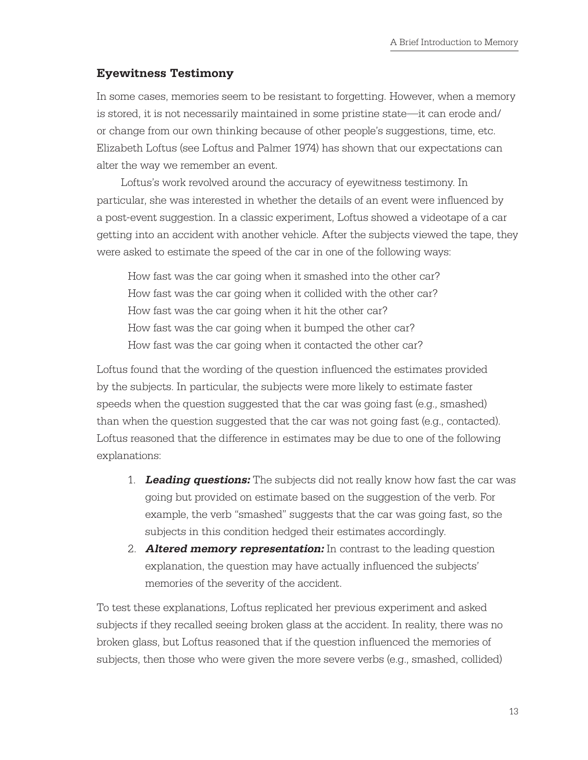## Eyewitness Testimony

In some cases, memories seem to be resistant to forgetting. However, when a memory is stored, it is not necessarily maintained in some pristine state—it can erode and/or change from our own thinking because of other people's suggestions, time, etc. Elizabeth Loftus (see Loftus and Palmer 1974) has shown that our expectations can alter the way we remember an event.

Loftus's work revolved around the accuracy of eyewitness testimony. In particular, she was interested in whether the details of an event were influenced by a post-event suggestion. In a classic experiment, Loftus showed a videotape of a car getting into an accident with another vehicle. After the subjects viewed the tape, they were asked to estimate the speed of the car in one of the following ways:

> How fast was the car going when it smashed into the other car?
> How fast was the car going when it collided with the other car?
> How fast was the car going when it hit the other car?
> How fast was the car going when it bumped the other car?
> How fast was the car going when it contacted the other car?

Loftus found that the wording of the question influenced the estimates provided by the subjects. In particular, the subjects were more likely to estimate faster speeds when the question suggested that the car was going fast (e.g., smashed) than when the question suggested that the car was not going fast (e.g., contacted). Loftus reasoned that the difference in estimates may be due to one of the following explanations:

1. ***Leading questions:*** The subjects did not really know how fast the car was going but provided on estimate based on the suggestion of the verb. For example, the verb "smashed" suggests that the car was going fast, so the subjects in this condition hedged their estimates accordingly.
2. ***Altered memory representation:*** In contrast to the leading question explanation, the question may have actually influenced the subjects' memories of the severity of the accident.

To test these explanations, Loftus replicated her previous experiment and asked subjects if they recalled seeing broken glass at the accident. In reality, there was no broken glass, but Loftus reasoned that if the question influenced the memories of subjects, then those who were given the more severe verbs (e.g., smashed, collided)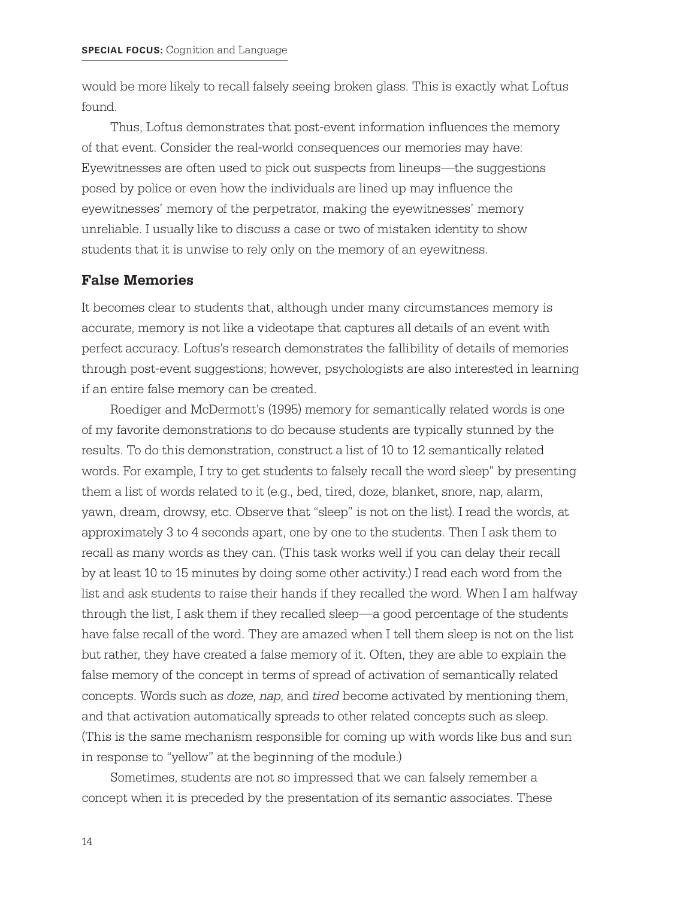would be more likely to recall falsely seeing broken glass. This is exactly what Loftus found.

Thus, Loftus demonstrates that post-event information influences the memory of that event. Consider the real-world consequences our memories may have: Eyewitnesses are often used to pick out suspects from lineups—the suggestions posed by police or even how the individuals are lined up may influence the eyewitnesses' memory of the perpetrator, making the eyewitnesses' memory unreliable. I usually like to discuss a case or two of mistaken identity to show students that it is unwise to rely only on the memory of an eyewitness.

## False Memories

It becomes clear to students that, although under many circumstances memory is accurate, memory is not like a videotape that captures all details of an event with perfect accuracy. Loftus's research demonstrates the fallibility of details of memories through post-event suggestions; however, psychologists are also interested in learning if an entire false memory can be created.

Roediger and McDermott's (1995) memory for semantically related words is one of my favorite demonstrations to do because students are typically stunned by the results. To do this demonstration, construct a list of 10 to 12 semantically related words. For example, I try to get students to falsely recall the word sleep" by presenting them a list of words related to it (e.g., bed, tired, doze, blanket, snore, nap, alarm, yawn, dream, drowsy, etc. Observe that "sleep" is not on the list). I read the words, at approximately 3 to 4 seconds apart, one by one to the students. Then I ask them to recall as many words as they can. (This task works well if you can delay their recall by at least 10 to 15 minutes by doing some other activity.) I read each word from the list and ask students to raise their hands if they recalled the word. When I am halfway through the list, I ask them if they recalled sleep—a good percentage of the students have false recall of the word. They are amazed when I tell them sleep is not on the list but rather, they have created a false memory of it. Often, they are able to explain the false memory of the concept in terms of spread of activation of semantically related concepts. Words such as *doze*, *nap*, and *tired* become activated by mentioning them, and that activation automatically spreads to other related concepts such as sleep. (This is the same mechanism responsible for coming up with words like bus and sun in response to "yellow" at the beginning of the module.)

Sometimes, students are not so impressed that we can falsely remember a concept when it is preceded by the presentation of its semantic associates. These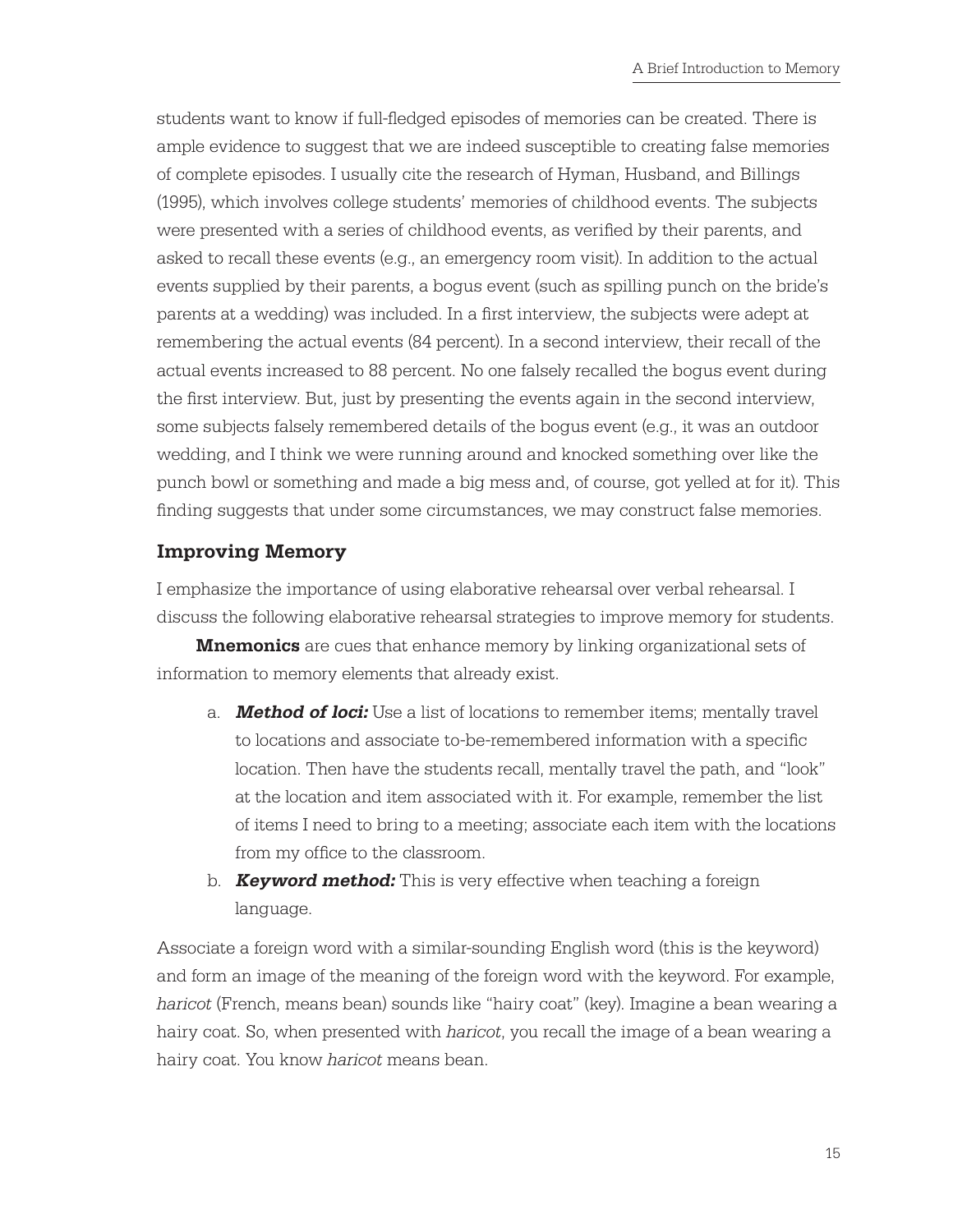students want to know if full-fledged episodes of memories can be created. There is ample evidence to suggest that we are indeed susceptible to creating false memories of complete episodes. I usually cite the research of Hyman, Husband, and Billings (1995), which involves college students' memories of childhood events. The subjects were presented with a series of childhood events, as verified by their parents, and asked to recall these events (e.g., an emergency room visit). In addition to the actual events supplied by their parents, a bogus event (such as spilling punch on the bride's parents at a wedding) was included. In a first interview, the subjects were adept at remembering the actual events (84 percent). In a second interview, their recall of the actual events increased to 88 percent. No one falsely recalled the bogus event during the first interview. But, just by presenting the events again in the second interview, some subjects falsely remembered details of the bogus event (e.g., it was an outdoor wedding, and I think we were running around and knocked something over like the punch bowl or something and made a big mess and, of course, got yelled at for it). This finding suggests that under some circumstances, we may construct false memories.

## Improving Memory

I emphasize the importance of using elaborative rehearsal over verbal rehearsal. I discuss the following elaborative rehearsal strategies to improve memory for students.

**Mnemonics** are cues that enhance memory by linking organizational sets of information to memory elements that already exist.

a. ***Method of loci:*** Use a list of locations to remember items; mentally travel to locations and associate to-be-remembered information with a specific location. Then have the students recall, mentally travel the path, and "look" at the location and item associated with it. For example, remember the list of items I need to bring to a meeting; associate each item with the locations from my office to the classroom.

b. ***Keyword method:*** This is very effective when teaching a foreign language.

Associate a foreign word with a similar-sounding English word (this is the keyword) and form an image of the meaning of the foreign word with the keyword. For example, *haricot* (French, means bean) sounds like "hairy coat" (key). Imagine a bean wearing a hairy coat. So, when presented with *haricot*, you recall the image of a bean wearing a hairy coat. You know *haricot* means bean.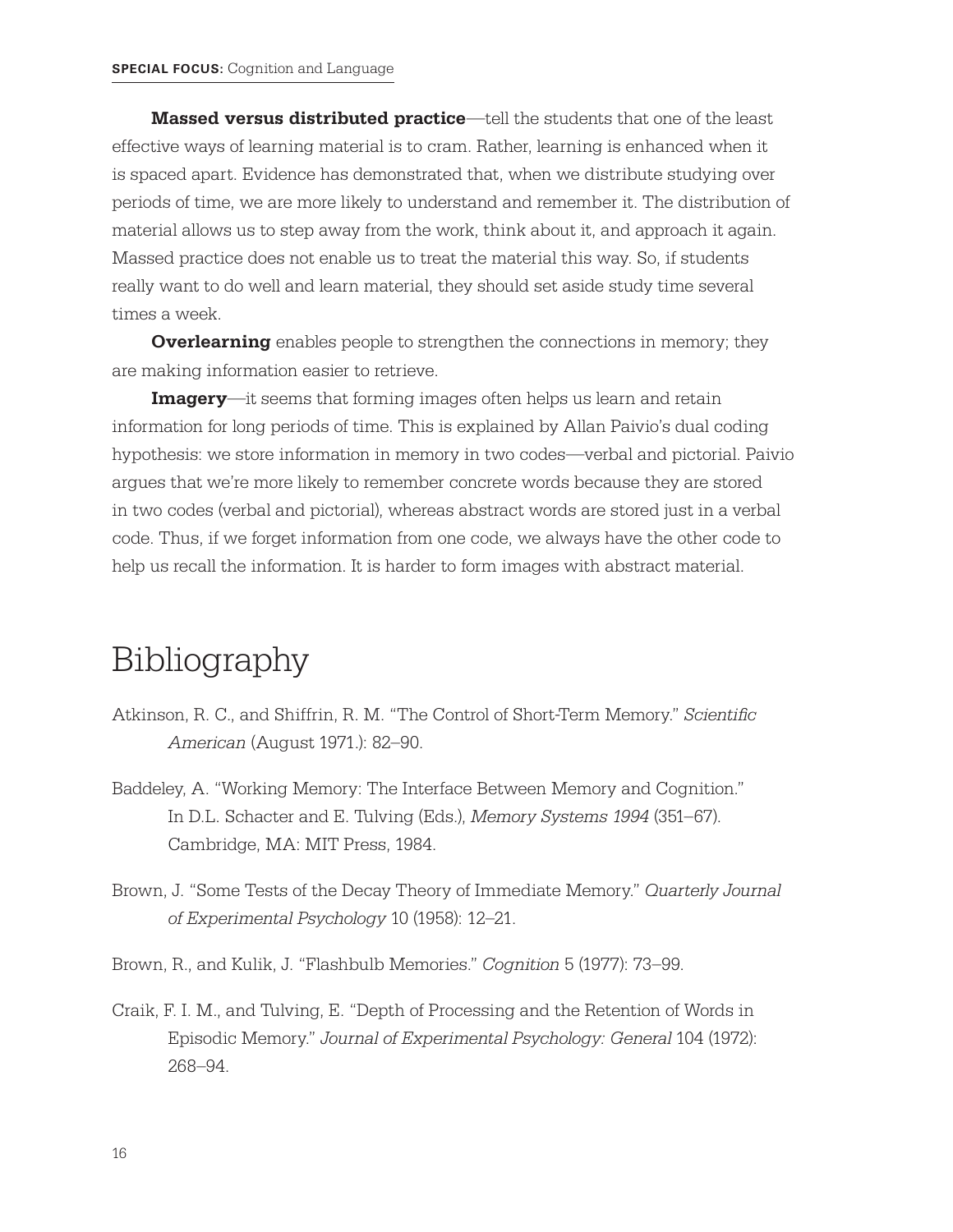**Massed versus distributed practice**—tell the students that one of the least effective ways of learning material is to cram. Rather, learning is enhanced when it is spaced apart. Evidence has demonstrated that, when we distribute studying over periods of time, we are more likely to understand and remember it. The distribution of material allows us to step away from the work, think about it, and approach it again. Massed practice does not enable us to treat the material this way. So, if students really want to do well and learn material, they should set aside study time several times a week.

**Overlearning** enables people to strengthen the connections in memory; they are making information easier to retrieve.

**Imagery**—it seems that forming images often helps us learn and retain information for long periods of time. This is explained by Allan Paivio's dual coding hypothesis: we store information in memory in two codes—verbal and pictorial. Paivio argues that we're more likely to remember concrete words because they are stored in two codes (verbal and pictorial), whereas abstract words are stored just in a verbal code. Thus, if we forget information from one code, we always have the other code to help us recall the information. It is harder to form images with abstract material.

# Bibliography

Atkinson, R. C., and Shiffrin, R. M. "The Control of Short-Term Memory." *Scientific American* (August 1971.): 82–90.

Baddeley, A. "Working Memory: The Interface Between Memory and Cognition." In D.L. Schacter and E. Tulving (Eds.), *Memory Systems 1994* (351–67). Cambridge, MA: MIT Press, 1984.

Brown, J. "Some Tests of the Decay Theory of Immediate Memory." *Quarterly Journal of Experimental Psychology* 10 (1958): 12–21.

Brown, R., and Kulik, J. "Flashbulb Memories." *Cognition* 5 (1977): 73–99.

Craik, F. I. M., and Tulving, E. "Depth of Processing and the Retention of Words in Episodic Memory." *Journal of Experimental Psychology: General* 104 (1972): 268–94.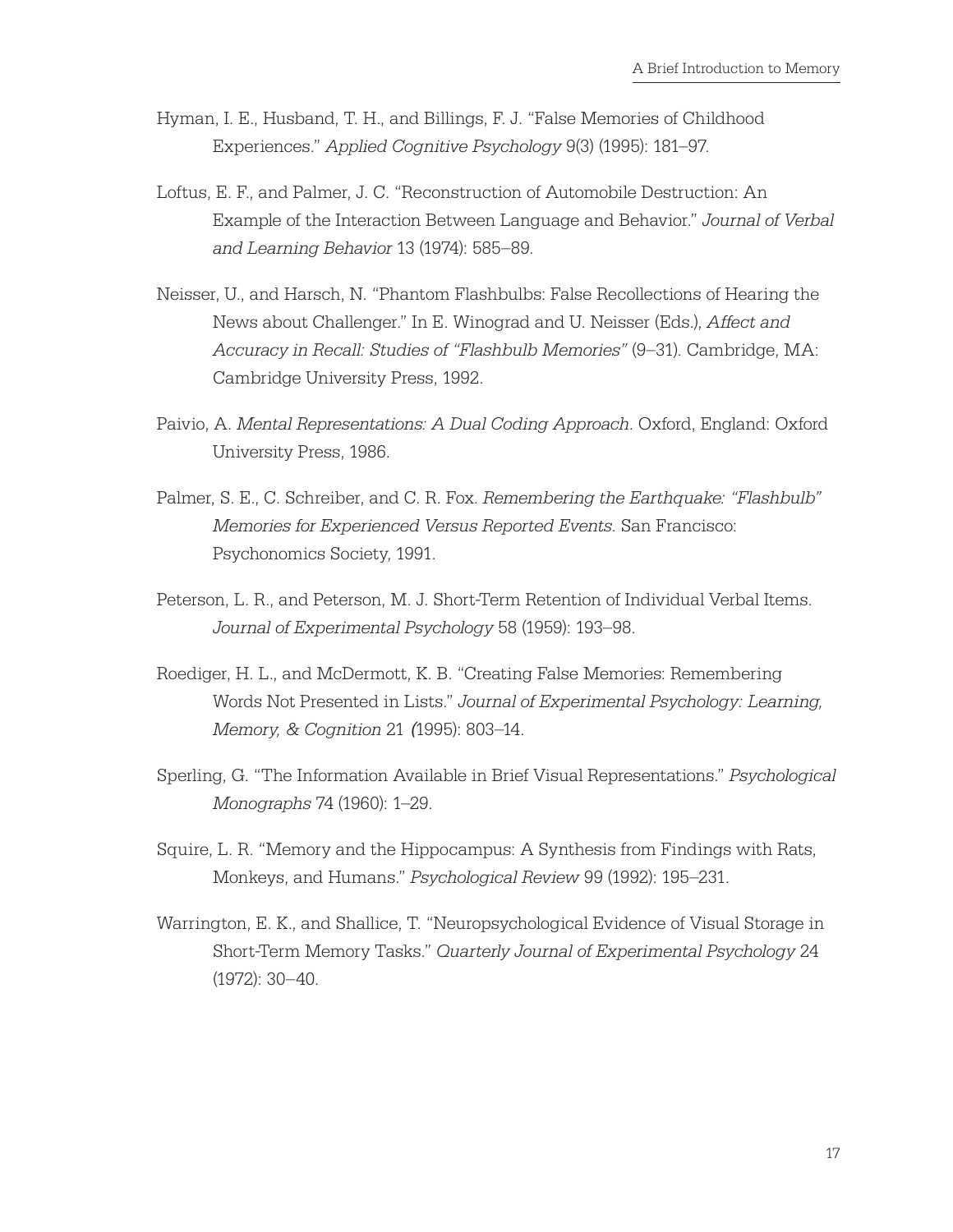Hyman, I. E., Husband, T. H., and Billings, F. J. "False Memories of Childhood Experiences." *Applied Cognitive Psychology* 9(3) (1995): 181–97.

Loftus, E. F., and Palmer, J. C. "Reconstruction of Automobile Destruction: An Example of the Interaction Between Language and Behavior." *Journal of Verbal and Learning Behavior* 13 (1974): 585–89.

Neisser, U., and Harsch, N. "Phantom Flashbulbs: False Recollections of Hearing the News about Challenger." In E. Winograd and U. Neisser (Eds.), *Affect and Accuracy in Recall: Studies of "Flashbulb Memories"* (9–31). Cambridge, MA: Cambridge University Press, 1992.

Paivio, A. *Mental Representations: A Dual Coding Approach*. Oxford, England: Oxford University Press, 1986.

Palmer, S. E., C. Schreiber, and C. R. Fox. *Remembering the Earthquake: "Flashbulb" Memories for Experienced Versus Reported Events*. San Francisco: Psychonomics Society, 1991.

Peterson, L. R., and Peterson, M. J. Short-Term Retention of Individual Verbal Items. *Journal of Experimental Psychology* 58 (1959): 193–98.

Roediger, H. L., and McDermott, K. B. "Creating False Memories: Remembering Words Not Presented in Lists." *Journal of Experimental Psychology: Learning, Memory, & Cognition* 21 *(*1995): 803–14.

Sperling, G. "The Information Available in Brief Visual Representations." *Psychological Monographs* 74 (1960): 1–29.

Squire, L. R. "Memory and the Hippocampus: A Synthesis from Findings with Rats, Monkeys, and Humans." *Psychological Review* 99 (1992): 195–231.

Warrington, E. K., and Shallice, T. "Neuropsychological Evidence of Visual Storage in Short-Term Memory Tasks." *Quarterly Journal of Experimental Psychology* 24 (1972): 30–40.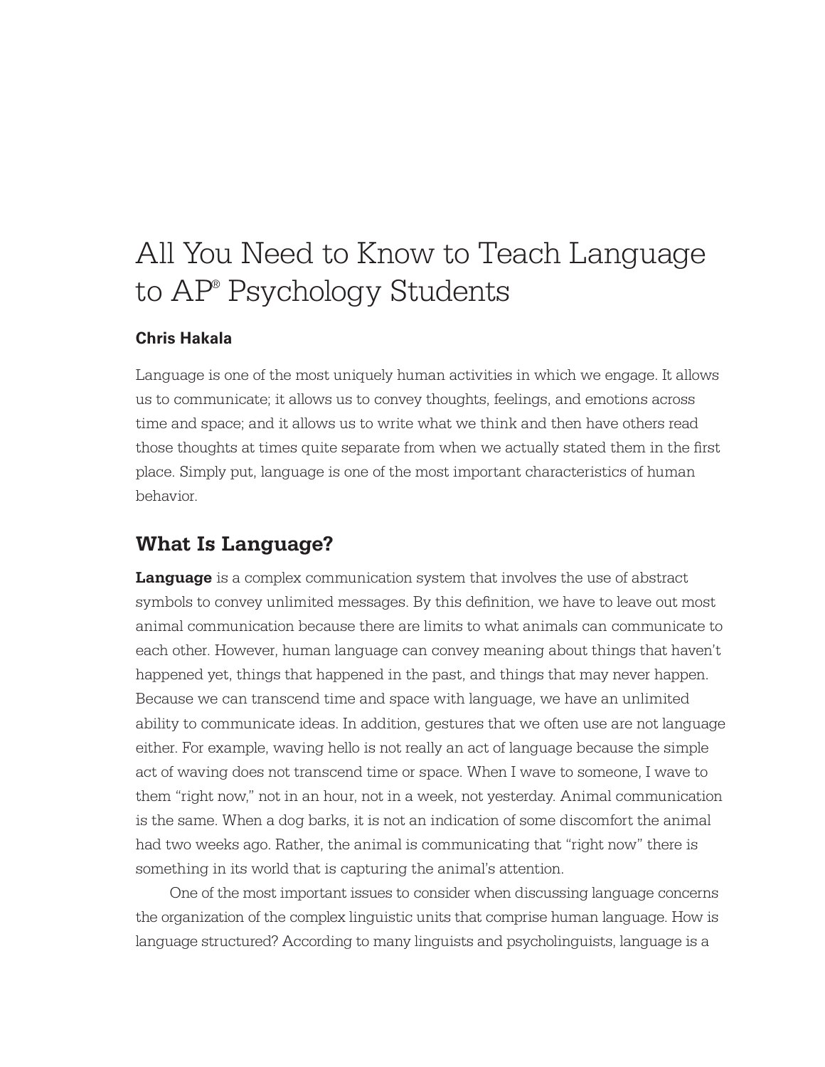# All You Need to Know to Teach Language to AP® Psychology Students

**Chris Hakala**

Language is one of the most uniquely human activities in which we engage. It allows us to communicate; it allows us to convey thoughts, feelings, and emotions across time and space; and it allows us to write what we think and then have others read those thoughts at times quite separate from when we actually stated them in the first place. Simply put, language is one of the most important characteristics of human behavior.

## What Is Language?

**Language** is a complex communication system that involves the use of abstract symbols to convey unlimited messages. By this definition, we have to leave out most animal communication because there are limits to what animals can communicate to each other. However, human language can convey meaning about things that haven't happened yet, things that happened in the past, and things that may never happen. Because we can transcend time and space with language, we have an unlimited ability to communicate ideas. In addition, gestures that we often use are not language either. For example, waving hello is not really an act of language because the simple act of waving does not transcend time or space. When I wave to someone, I wave to them "right now," not in an hour, not in a week, not yesterday. Animal communication is the same. When a dog barks, it is not an indication of some discomfort the animal had two weeks ago. Rather, the animal is communicating that "right now" there is something in its world that is capturing the animal's attention.

One of the most important issues to consider when discussing language concerns the organization of the complex linguistic units that comprise human language. How is language structured? According to many linguists and psycholinguists, language is a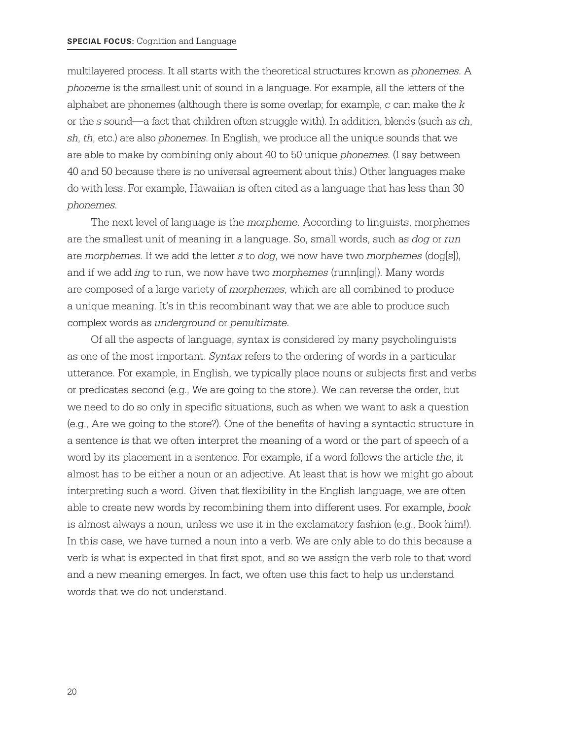multilayered process. It all starts with the theoretical structures known as *phonemes*. A *phoneme* is the smallest unit of sound in a language. For example, all the letters of the alphabet are phonemes (although there is some overlap; for example, *c* can make the *k* or the *s* sound—a fact that children often struggle with). In addition, blends (such as *ch*, *sh*, *th*, etc.) are also *phonemes*. In English, we produce all the unique sounds that we are able to make by combining only about 40 to 50 unique *phonemes*. (I say between 40 and 50 because there is no universal agreement about this.) Other languages make do with less. For example, Hawaiian is often cited as a language that has less than 30 *phonemes*.

The next level of language is the *morpheme*. According to linguists, morphemes are the smallest unit of meaning in a language. So, small words, such as *dog* or *run* are *morphemes*. If we add the letter *s* to *dog*, we now have two *morphemes* (dog[s]), and if we add *ing* to run, we now have two *morphemes* (runn[ing]). Many words are composed of a large variety of *morphemes*, which are all combined to produce a unique meaning. It's in this recombinant way that we are able to produce such complex words as *underground* or *penultimate*.

Of all the aspects of language, syntax is considered by many psycholinguists as one of the most important. *Syntax* refers to the ordering of words in a particular utterance. For example, in English, we typically place nouns or subjects first and verbs or predicates second (e.g., We are going to the store.). We can reverse the order, but we need to do so only in specific situations, such as when we want to ask a question (e.g., Are we going to the store?). One of the benefits of having a syntactic structure in a sentence is that we often interpret the meaning of a word or the part of speech of a word by its placement in a sentence. For example, if a word follows the article *the*, it almost has to be either a noun or an adjective. At least that is how we might go about interpreting such a word. Given that flexibility in the English language, we are often able to create new words by recombining them into different uses. For example, *book* is almost always a noun, unless we use it in the exclamatory fashion (e.g., Book him!). In this case, we have turned a noun into a verb. We are only able to do this because a verb is what is expected in that first spot, and so we assign the verb role to that word and a new meaning emerges. In fact, we often use this fact to help us understand words that we do not understand.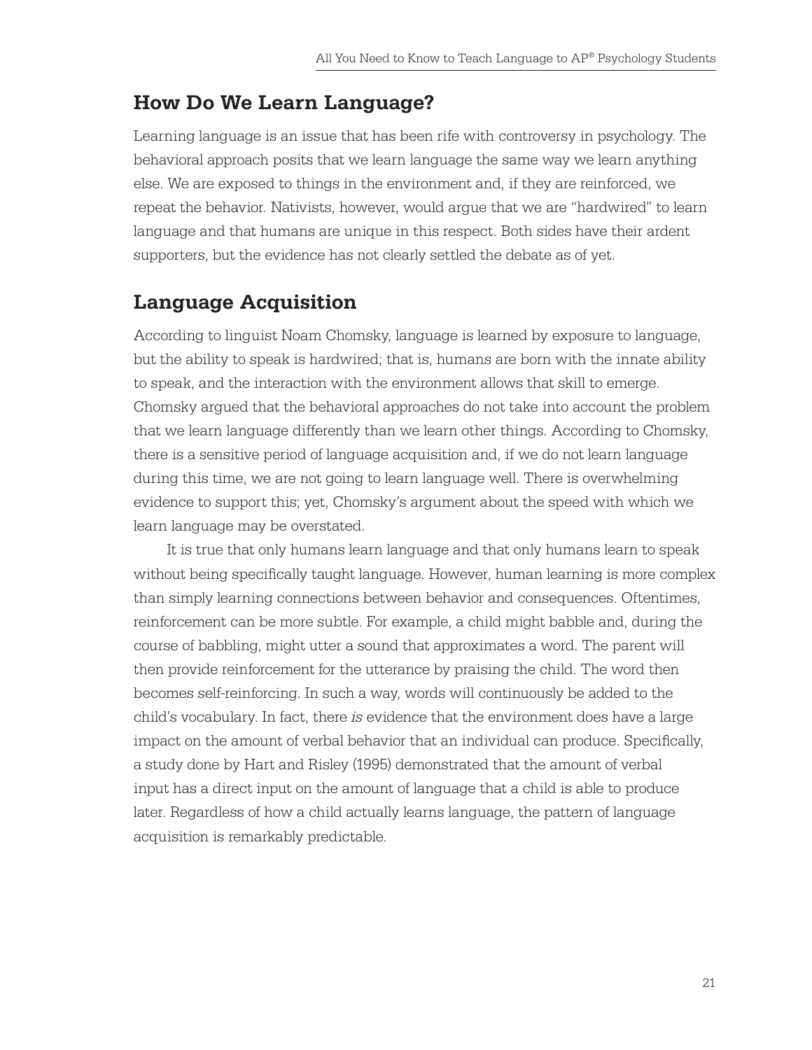## How Do We Learn Language?

Learning language is an issue that has been rife with controversy in psychology. The behavioral approach posits that we learn language the same way we learn anything else. We are exposed to things in the environment and, if they are reinforced, we repeat the behavior. Nativists, however, would argue that we are "hardwired" to learn language and that humans are unique in this respect. Both sides have their ardent supporters, but the evidence has not clearly settled the debate as of yet.

## Language Acquisition

According to linguist Noam Chomsky, language is learned by exposure to language, but the ability to speak is hardwired; that is, humans are born with the innate ability to speak, and the interaction with the environment allows that skill to emerge. Chomsky argued that the behavioral approaches do not take into account the problem that we learn language differently than we learn other things. According to Chomsky, there is a sensitive period of language acquisition and, if we do not learn language during this time, we are not going to learn language well. There is overwhelming evidence to support this; yet, Chomsky's argument about the speed with which we learn language may be overstated.

It is true that only humans learn language and that only humans learn to speak without being specifically taught language. However, human learning is more complex than simply learning connections between behavior and consequences. Oftentimes, reinforcement can be more subtle. For example, a child might babble and, during the course of babbling, might utter a sound that approximates a word. The parent will then provide reinforcement for the utterance by praising the child. The word then becomes self-reinforcing. In such a way, words will continuously be added to the child's vocabulary. In fact, there *is* evidence that the environment does have a large impact on the amount of verbal behavior that an individual can produce. Specifically, a study done by Hart and Risley (1995) demonstrated that the amount of verbal input has a direct input on the amount of language that a child is able to produce later. Regardless of how a child actually learns language, the pattern of language acquisition is remarkably predictable.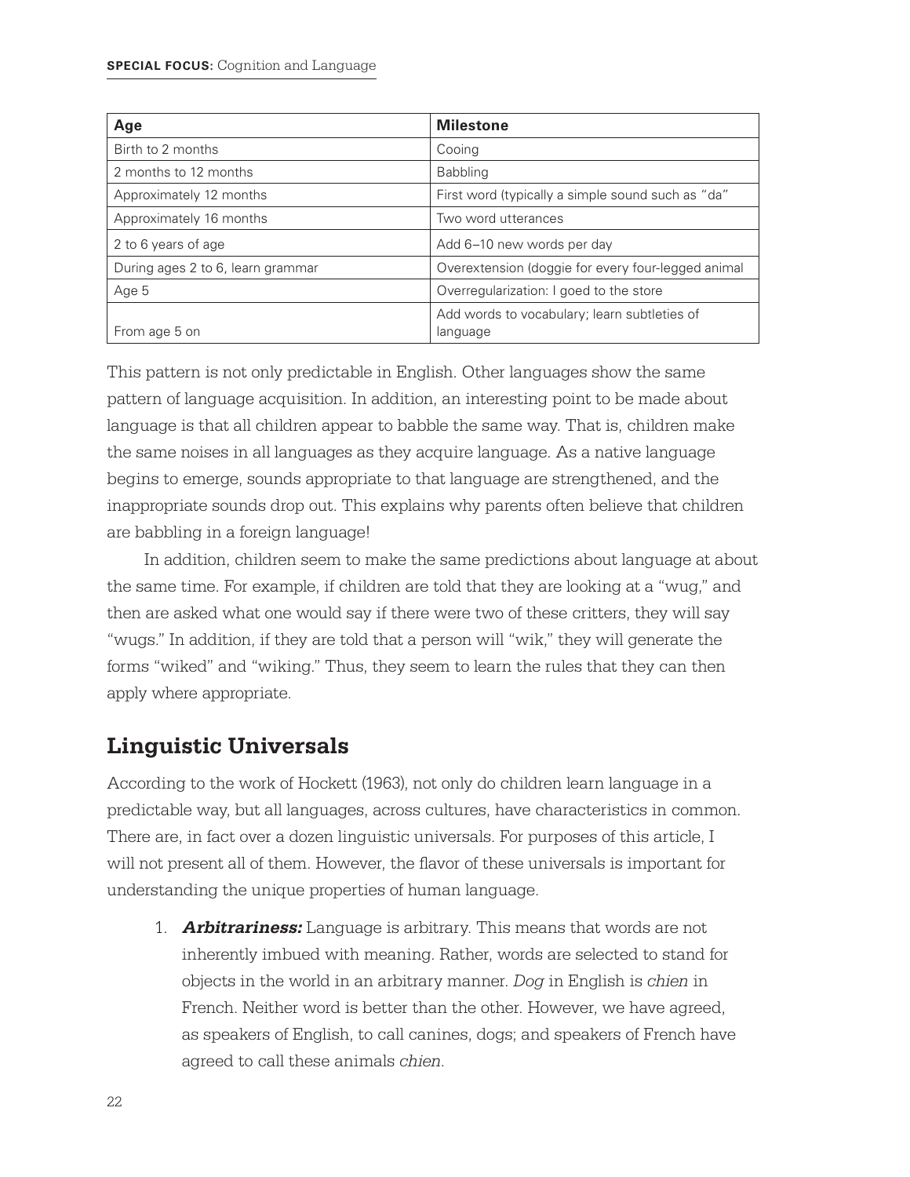| Age | Milestone |
|---|---|
| Birth to 2 months | Cooing |
| 2 months to 12 months | Babbling |
| Approximately 12 months | First word (typically a simple sound such as "da" |
| Approximately 16 months | Two word utterances |
| 2 to 6 years of age | Add 6–10 new words per day |
| During ages 2 to 6, learn grammar | Overextension (doggie for every four-legged animal |
| Age 5 | Overregularization: I goed to the store |
| From age 5 on | Add words to vocabulary; learn subtleties of language |

This pattern is not only predictable in English. Other languages show the same pattern of language acquisition. In addition, an interesting point to be made about language is that all children appear to babble the same way. That is, children make the same noises in all languages as they acquire language. As a native language begins to emerge, sounds appropriate to that language are strengthened, and the inappropriate sounds drop out. This explains why parents often believe that children are babbling in a foreign language!

In addition, children seem to make the same predictions about language at about the same time. For example, if children are told that they are looking at a "wug," and then are asked what one would say if there were two of these critters, they will say "wugs." In addition, if they are told that a person will "wik," they will generate the forms "wiked" and "wiking." Thus, they seem to learn the rules that they can then apply where appropriate.

## Linguistic Universals

According to the work of Hockett (1963), not only do children learn language in a predictable way, but all languages, across cultures, have characteristics in common. There are, in fact over a dozen linguistic universals. For purposes of this article, I will not present all of them. However, the flavor of these universals is important for understanding the unique properties of human language.

1. ***Arbitrariness:*** Language is arbitrary. This means that words are not inherently imbued with meaning. Rather, words are selected to stand for objects in the world in an arbitrary manner. *Dog* in English is *chien* in French. Neither word is better than the other. However, we have agreed, as speakers of English, to call canines, dogs; and speakers of French have agreed to call these animals *chien*.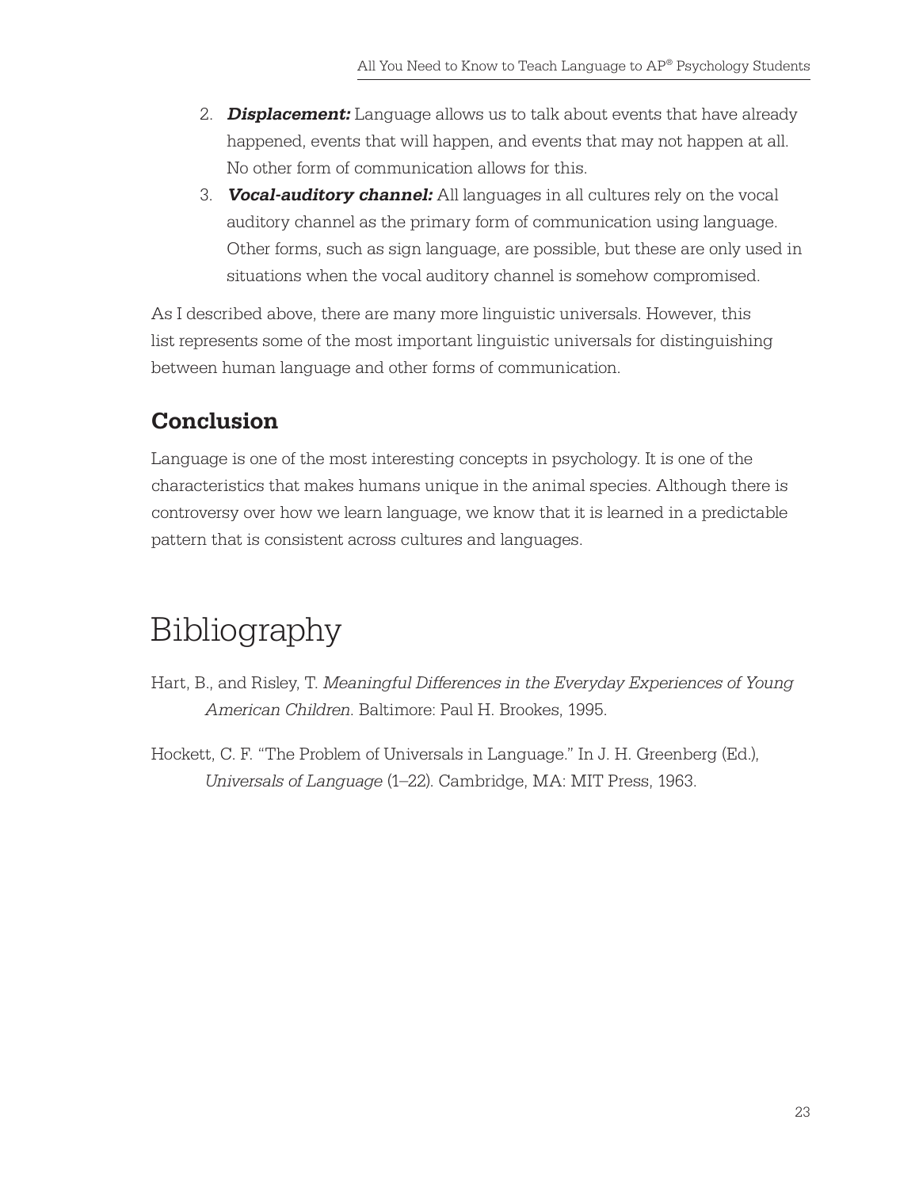2. ***Displacement:*** Language allows us to talk about events that have already happened, events that will happen, and events that may not happen at all. No other form of communication allows for this.
3. ***Vocal-auditory channel:*** All languages in all cultures rely on the vocal auditory channel as the primary form of communication using language. Other forms, such as sign language, are possible, but these are only used in situations when the vocal auditory channel is somehow compromised.

As I described above, there are many more linguistic universals. However, this list represents some of the most important linguistic universals for distinguishing between human language and other forms of communication.

## Conclusion

Language is one of the most interesting concepts in psychology. It is one of the characteristics that makes humans unique in the animal species. Although there is controversy over how we learn language, we know that it is learned in a predictable pattern that is consistent across cultures and languages.

# Bibliography

Hart, B., and Risley, T. *Meaningful Differences in the Everyday Experiences of Young American Children*. Baltimore: Paul H. Brookes, 1995.

Hockett, C. F. "The Problem of Universals in Language." In J. H. Greenberg (Ed.), *Universals of Language* (1–22). Cambridge, MA: MIT Press, 1963.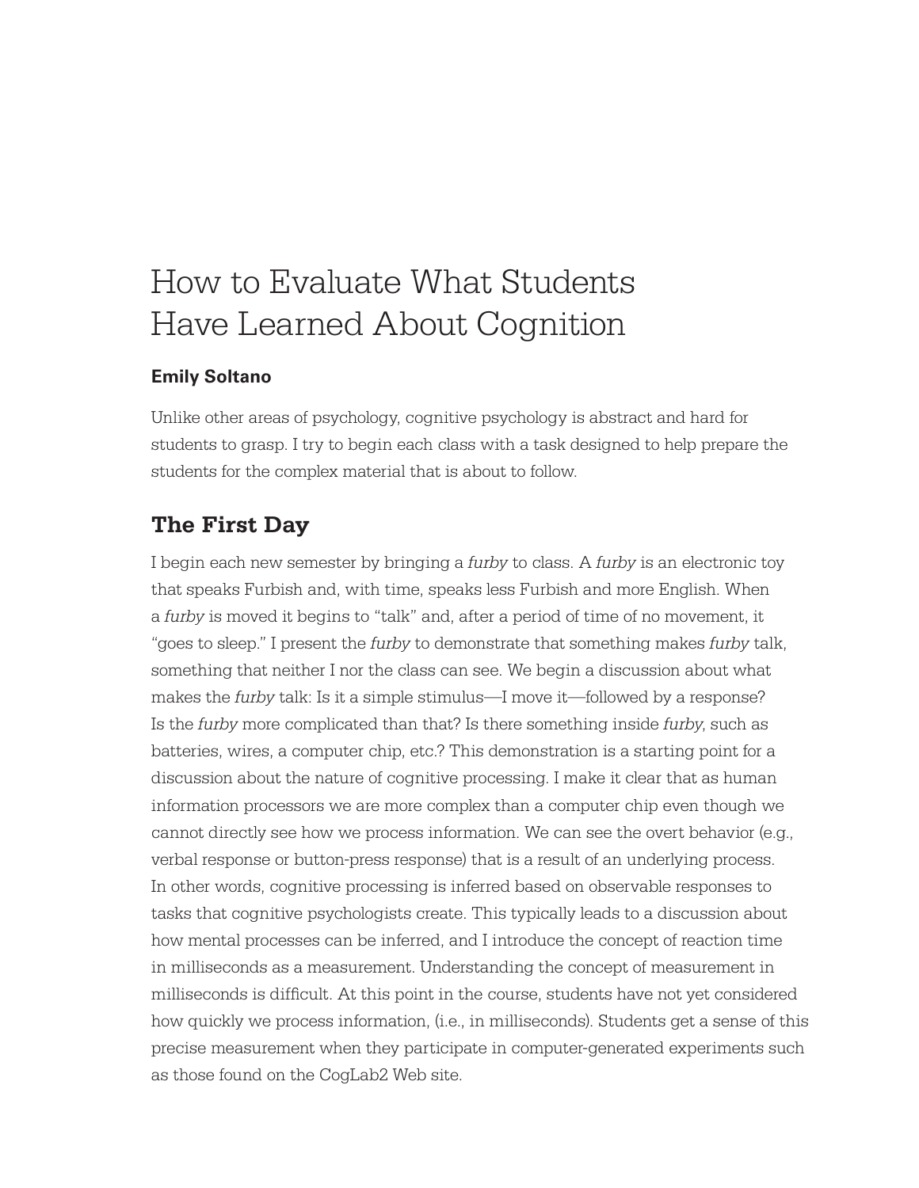# How to Evaluate What Students Have Learned About Cognition

**Emily Soltano**

Unlike other areas of psychology, cognitive psychology is abstract and hard for students to grasp. I try to begin each class with a task designed to help prepare the students for the complex material that is about to follow.

## The First Day

I begin each new semester by bringing a *furby* to class. A *furby* is an electronic toy that speaks Furbish and, with time, speaks less Furbish and more English. When a *furby* is moved it begins to "talk" and, after a period of time of no movement, it "goes to sleep." I present the *furby* to demonstrate that something makes *furby* talk, something that neither I nor the class can see. We begin a discussion about what makes the *furby* talk: Is it a simple stimulus—I move it—followed by a response? Is the *furby* more complicated than that? Is there something inside *furby*, such as batteries, wires, a computer chip, etc.? This demonstration is a starting point for a discussion about the nature of cognitive processing. I make it clear that as human information processors we are more complex than a computer chip even though we cannot directly see how we process information. We can see the overt behavior (e.g., verbal response or button-press response) that is a result of an underlying process. In other words, cognitive processing is inferred based on observable responses to tasks that cognitive psychologists create. This typically leads to a discussion about how mental processes can be inferred, and I introduce the concept of reaction time in milliseconds as a measurement. Understanding the concept of measurement in milliseconds is difficult. At this point in the course, students have not yet considered how quickly we process information, (i.e., in milliseconds). Students get a sense of this precise measurement when they participate in computer-generated experiments such as those found on the CogLab2 Web site.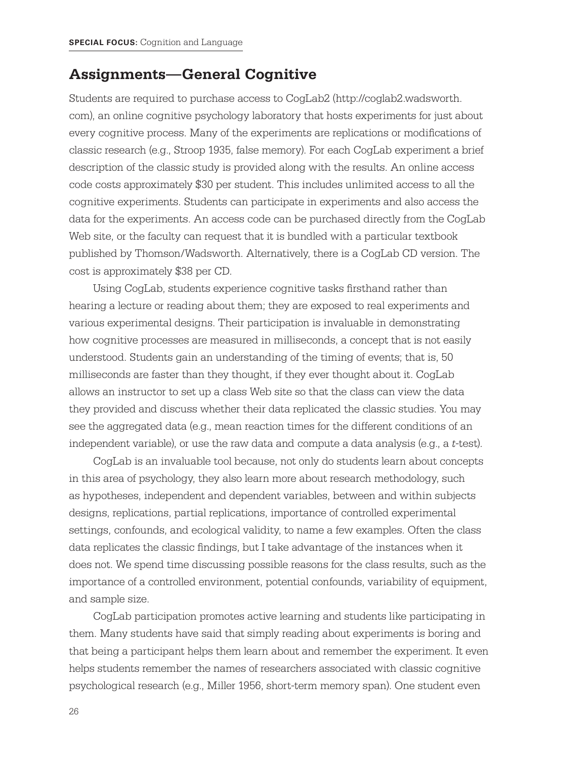## Assignments—General Cognitive

Students are required to purchase access to CogLab2 (http://coglab2.wadsworth.com), an online cognitive psychology laboratory that hosts experiments for just about every cognitive process. Many of the experiments are replications or modifications of classic research (e.g., Stroop 1935, false memory). For each CogLab experiment a brief description of the classic study is provided along with the results. An online access code costs approximately $30 per student. This includes unlimited access to all the cognitive experiments. Students can participate in experiments and also access the data for the experiments. An access code can be purchased directly from the CogLab Web site, or the faculty can request that it is bundled with a particular textbook published by Thomson/Wadsworth. Alternatively, there is a CogLab CD version. The cost is approximately $38 per CD.

Using CogLab, students experience cognitive tasks firsthand rather than hearing a lecture or reading about them; they are exposed to real experiments and various experimental designs. Their participation is invaluable in demonstrating how cognitive processes are measured in milliseconds, a concept that is not easily understood. Students gain an understanding of the timing of events; that is, 50 milliseconds are faster than they thought, if they ever thought about it. CogLab allows an instructor to set up a class Web site so that the class can view the data they provided and discuss whether their data replicated the classic studies. You may see the aggregated data (e.g., mean reaction times for the different conditions of an independent variable), or use the raw data and compute a data analysis (e.g., a *t*-test).

CogLab is an invaluable tool because, not only do students learn about concepts in this area of psychology, they also learn more about research methodology, such as hypotheses, independent and dependent variables, between and within subjects designs, replications, partial replications, importance of controlled experimental settings, confounds, and ecological validity, to name a few examples. Often the class data replicates the classic findings, but I take advantage of the instances when it does not. We spend time discussing possible reasons for the class results, such as the importance of a controlled environment, potential confounds, variability of equipment, and sample size.

CogLab participation promotes active learning and students like participating in them. Many students have said that simply reading about experiments is boring and that being a participant helps them learn about and remember the experiment. It even helps students remember the names of researchers associated with classic cognitive psychological research (e.g., Miller 1956, short-term memory span). One student even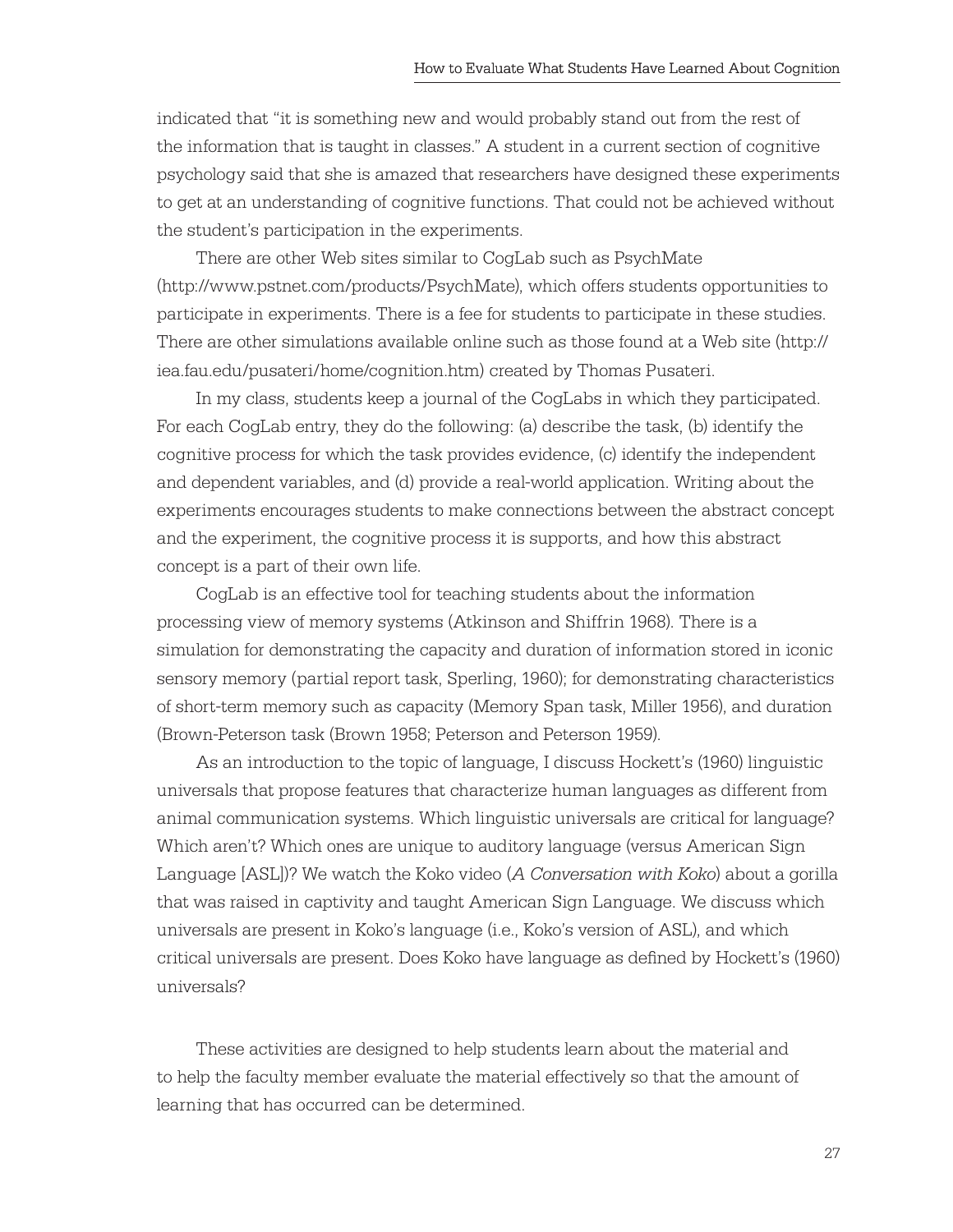indicated that "it is something new and would probably stand out from the rest of the information that is taught in classes." A student in a current section of cognitive psychology said that she is amazed that researchers have designed these experiments to get at an understanding of cognitive functions. That could not be achieved without the student's participation in the experiments.

There are other Web sites similar to CogLab such as PsychMate (http://www.pstnet.com/products/PsychMate), which offers students opportunities to participate in experiments. There is a fee for students to participate in these studies. There are other simulations available online such as those found at a Web site (http://iea.fau.edu/pusateri/home/cognition.htm) created by Thomas Pusateri.

In my class, students keep a journal of the CogLabs in which they participated. For each CogLab entry, they do the following: (a) describe the task, (b) identify the cognitive process for which the task provides evidence, (c) identify the independent and dependent variables, and (d) provide a real-world application. Writing about the experiments encourages students to make connections between the abstract concept and the experiment, the cognitive process it is supports, and how this abstract concept is a part of their own life.

CogLab is an effective tool for teaching students about the information processing view of memory systems (Atkinson and Shiffrin 1968). There is a simulation for demonstrating the capacity and duration of information stored in iconic sensory memory (partial report task, Sperling, 1960); for demonstrating characteristics of short-term memory such as capacity (Memory Span task, Miller 1956), and duration (Brown-Peterson task (Brown 1958; Peterson and Peterson 1959).

As an introduction to the topic of language, I discuss Hockett's (1960) linguistic universals that propose features that characterize human languages as different from animal communication systems. Which linguistic universals are critical for language? Which aren't? Which ones are unique to auditory language (versus American Sign Language [ASL])? We watch the Koko video (*A Conversation with Koko*) about a gorilla that was raised in captivity and taught American Sign Language. We discuss which universals are present in Koko's language (i.e., Koko's version of ASL), and which critical universals are present. Does Koko have language as defined by Hockett's (1960) universals?

These activities are designed to help students learn about the material and to help the faculty member evaluate the material effectively so that the amount of learning that has occurred can be determined.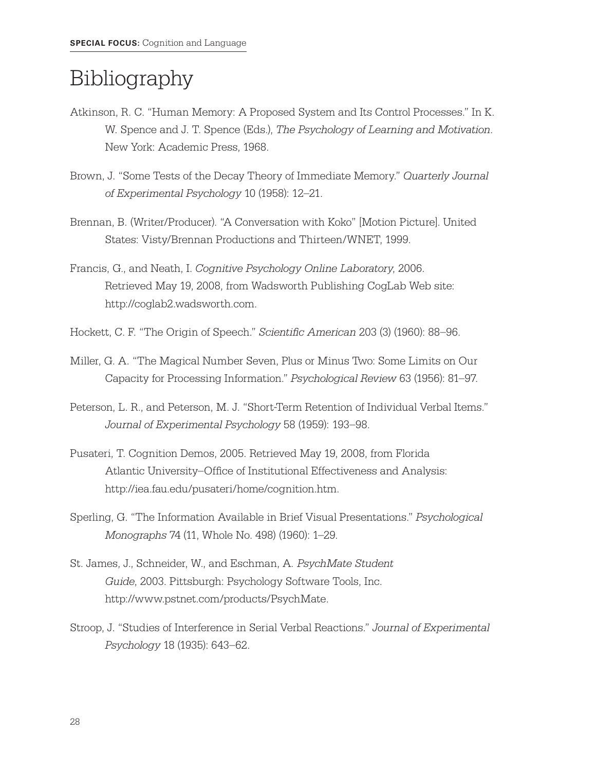# Bibliography

Atkinson, R. C. "Human Memory: A Proposed System and Its Control Processes." In K. W. Spence and J. T. Spence (Eds.), *The Psychology of Learning and Motivation.* New York: Academic Press, 1968.

Brown, J. "Some Tests of the Decay Theory of Immediate Memory." *Quarterly Journal of Experimental Psychology* 10 (1958): 12–21.

Brennan, B. (Writer/Producer). "A Conversation with Koko" [Motion Picture]. United States: Visty/Brennan Productions and Thirteen/WNET, 1999.

Francis, G., and Neath, I. *Cognitive Psychology Online Laboratory*, 2006. Retrieved May 19, 2008, from Wadsworth Publishing CogLab Web site: http://coglab2.wadsworth.com.

Hockett, C. F. "The Origin of Speech." *Scientific American* 203 (3) (1960): 88–96.

Miller, G. A. "The Magical Number Seven, Plus or Minus Two: Some Limits on Our Capacity for Processing Information." *Psychological Review* 63 (1956): 81–97.

Peterson, L. R., and Peterson, M. J. "Short-Term Retention of Individual Verbal Items." *Journal of Experimental Psychology* 58 (1959): 193–98.

Pusateri, T. Cognition Demos, 2005. Retrieved May 19, 2008, from Florida Atlantic University–Office of Institutional Effectiveness and Analysis: http://iea.fau.edu/pusateri/home/cognition.htm.

Sperling, G. "The Information Available in Brief Visual Presentations." *Psychological Monographs* 74 (11, Whole No. 498) (1960): 1–29.

St. James, J., Schneider, W., and Eschman, A. *PsychMate Student Guide*, 2003. Pittsburgh: Psychology Software Tools, Inc. http://www.pstnet.com/products/PsychMate.

Stroop, J. "Studies of Interference in Serial Verbal Reactions." *Journal of Experimental Psychology* 18 (1935): 643–62.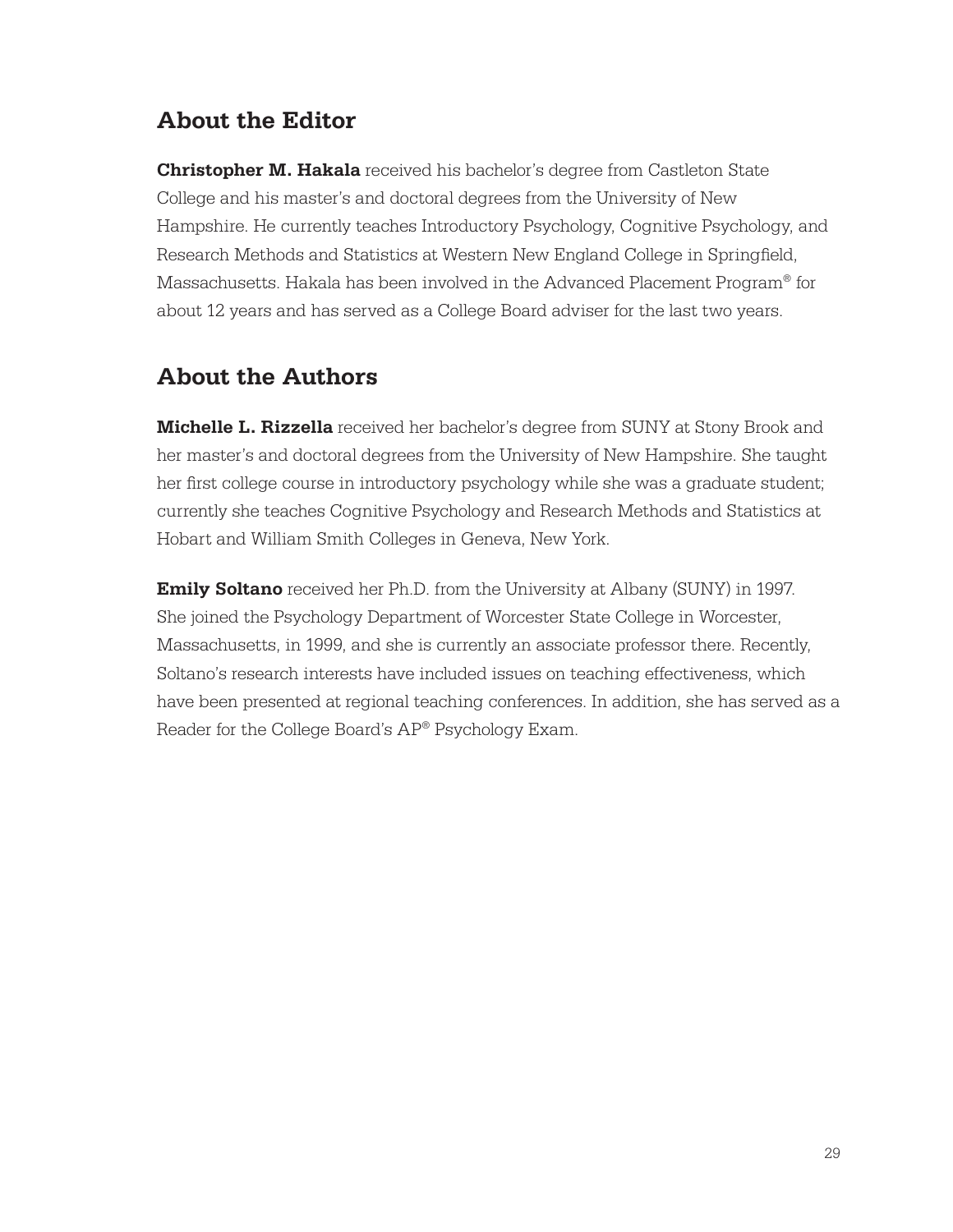## About the Editor

**Christopher M. Hakala** received his bachelor's degree from Castleton State College and his master's and doctoral degrees from the University of New Hampshire. He currently teaches Introductory Psychology, Cognitive Psychology, and Research Methods and Statistics at Western New England College in Springfield, Massachusetts. Hakala has been involved in the Advanced Placement Program® for about 12 years and has served as a College Board adviser for the last two years.

## About the Authors

**Michelle L. Rizzella** received her bachelor's degree from SUNY at Stony Brook and her master's and doctoral degrees from the University of New Hampshire. She taught her first college course in introductory psychology while she was a graduate student; currently she teaches Cognitive Psychology and Research Methods and Statistics at Hobart and William Smith Colleges in Geneva, New York.

**Emily Soltano** received her Ph.D. from the University at Albany (SUNY) in 1997. She joined the Psychology Department of Worcester State College in Worcester, Massachusetts, in 1999, and she is currently an associate professor there. Recently, Soltano's research interests have included issues on teaching effectiveness, which have been presented at regional teaching conferences. In addition, she has served as a Reader for the College Board's AP® Psychology Exam.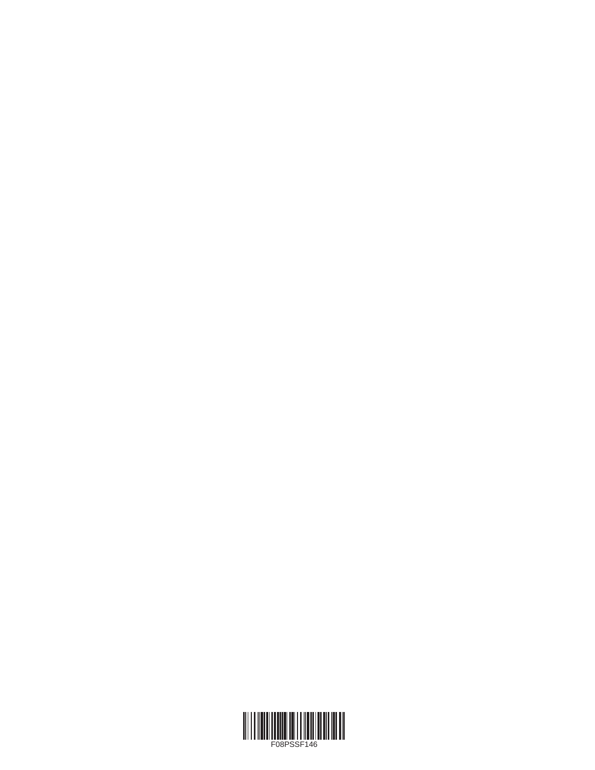F08PSSF146